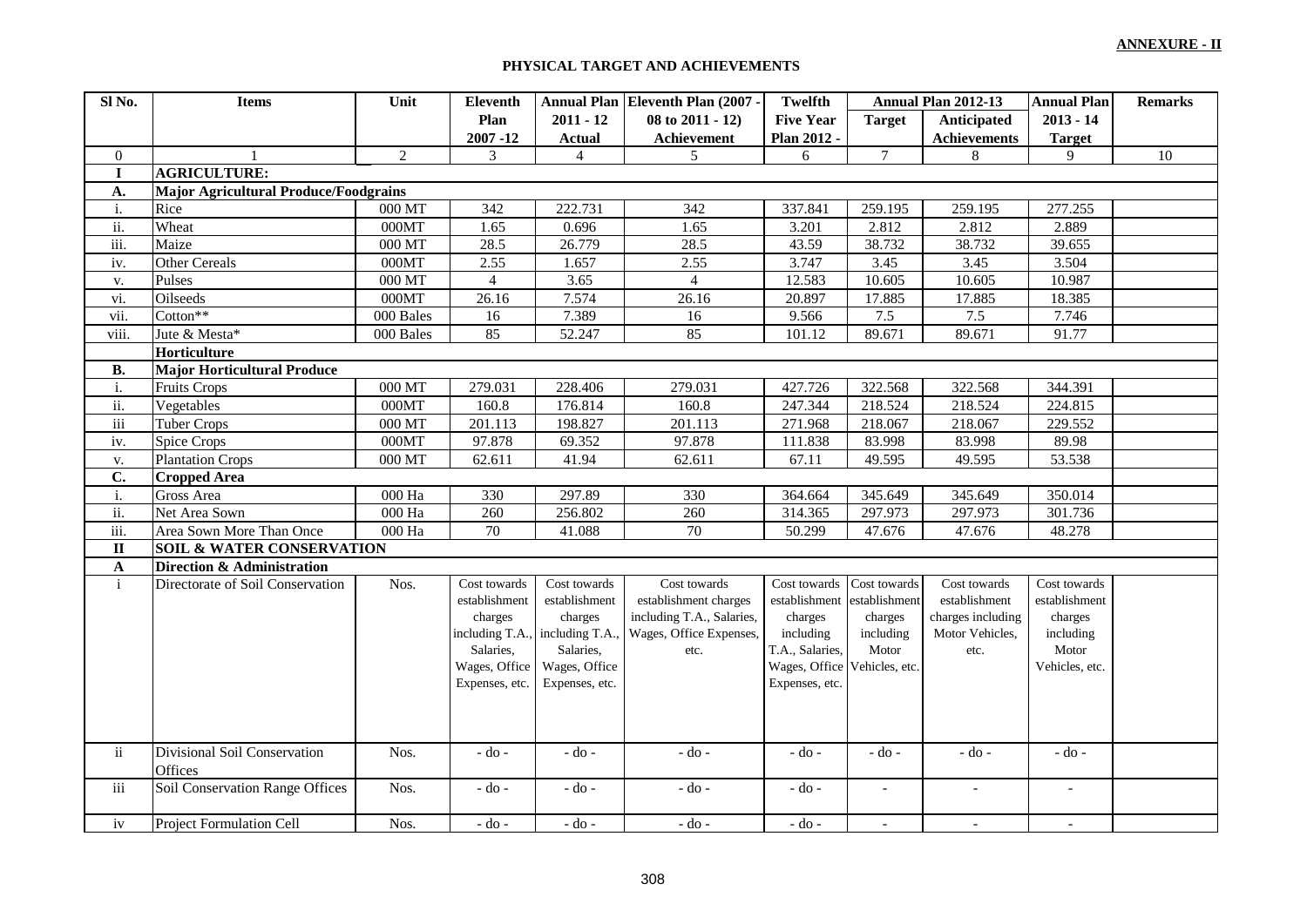**ANNEXURE - II**

## PHYSICAL TARGET AND ACHIEVEMENTS

| Sl No. | Items | Unit | Eleventh Plan 2007 -12 | Annual Plan 2011 - 12 Actual | Eleventh Plan (2007 - 08 to 2011 - 12) Achievement | Twelfth Five Year Plan 2012 - | Annual Plan 2012-13 | | Annual Plan 2013 - 14 Target | Remarks |
|---|---|---|---|---|---|---|---|---|---|---|
| | | | | | | | Target | Anticipated Achievements | | |
| 0 | 1 | 2 | 3 | 4 | 5 | 6 | 7 | 8 | 9 | 10 |
| **I** | **AGRICULTURE:** | | | | | | | | | |
| **A.** | **Major Agricultural Produce/Foodgrains** | | | | | | | | | |
| i. | Rice | 000 MT | 342 | 222.731 | 342 | 337.841 | 259.195 | 259.195 | 277.255 | |
| ii. | Wheat | 000MT | 1.65 | 0.696 | 1.65 | 3.201 | 2.812 | 2.812 | 2.889 | |
| iii. | Maize | 000 MT | 28.5 | 26.779 | 28.5 | 43.59 | 38.732 | 38.732 | 39.655 | |
| iv. | Other Cereals | 000MT | 2.55 | 1.657 | 2.55 | 3.747 | 3.45 | 3.45 | 3.504 | |
| v. | Pulses | 000 MT | 4 | 3.65 | 4 | 12.583 | 10.605 | 10.605 | 10.987 | |
| vi. | Oilseeds | 000MT | 26.16 | 7.574 | 26.16 | 20.897 | 17.885 | 17.885 | 18.385 | |
| vii. | Cotton** | 000 Bales | 16 | 7.389 | 16 | 9.566 | 7.5 | 7.5 | 7.746 | |
| viii. | Jute & Mesta* | 000 Bales | 85 | 52.247 | 85 | 101.12 | 89.671 | 89.671 | 91.77 | |
| | **Horticulture** | | | | | | | | | |
| **B.** | **Major Horticultural Produce** | | | | | | | | | |
| i. | Fruits Crops | 000 MT | 279.031 | 228.406 | 279.031 | 427.726 | 322.568 | 322.568 | 344.391 | |
| ii. | Vegetables | 000MT | 160.8 | 176.814 | 160.8 | 247.344 | 218.524 | 218.524 | 224.815 | |
| iii | Tuber Crops | 000 MT | 201.113 | 198.827 | 201.113 | 271.968 | 218.067 | 218.067 | 229.552 | |
| iv. | Spice Crops | 000MT | 97.878 | 69.352 | 97.878 | 111.838 | 83.998 | 83.998 | 89.98 | |
| v. | Plantation Crops | 000 MT | 62.611 | 41.94 | 62.611 | 67.11 | 49.595 | 49.595 | 53.538 | |
| **C.** | **Cropped Area** | | | | | | | | | |
| i. | Gross Area | 000 Ha | 330 | 297.89 | 330 | 364.664 | 345.649 | 345.649 | 350.014 | |
| ii. | Net Area Sown | 000 Ha | 260 | 256.802 | 260 | 314.365 | 297.973 | 297.973 | 301.736 | |
| iii. | Area Sown More Than Once | 000 Ha | 70 | 41.088 | 70 | 50.299 | 47.676 | 47.676 | 48.278 | |
| **II** | **SOIL & WATER CONSERVATION** | | | | | | | | | |
| **A** | **Direction & Administration** | | | | | | | | | |
| i | Directorate of Soil Conservation | Nos. | Cost towards establishment charges including T.A., Salaries, Wages, Office Expenses, etc. | Cost towards establishment charges including T.A., Salaries, Wages, Office Expenses, etc. | Cost towards establishment charges including T.A., Salaries, Wages, Office Expenses, etc. | Cost towards establishment charges including T.A., Salaries, Wages, Office Expenses, etc. | Cost towards establishment charges including Motor Vehicles, etc. | Cost towards establishment charges including Motor Vehicles, etc. | Cost towards establishment charges including Motor Vehicles, etc. | |
| ii | Divisional Soil Conservation Offices | Nos. | - do - | - do - | - do - | - do - | - do - | - do - | - do - | |
| iii | Soil Conservation Range Offices | Nos. | - do - | - do - | - do - | - do - | - | - | - | |
| iv | Project Formulation Cell | Nos. | - do - | - do - | - do - | - do - | - | - | - | |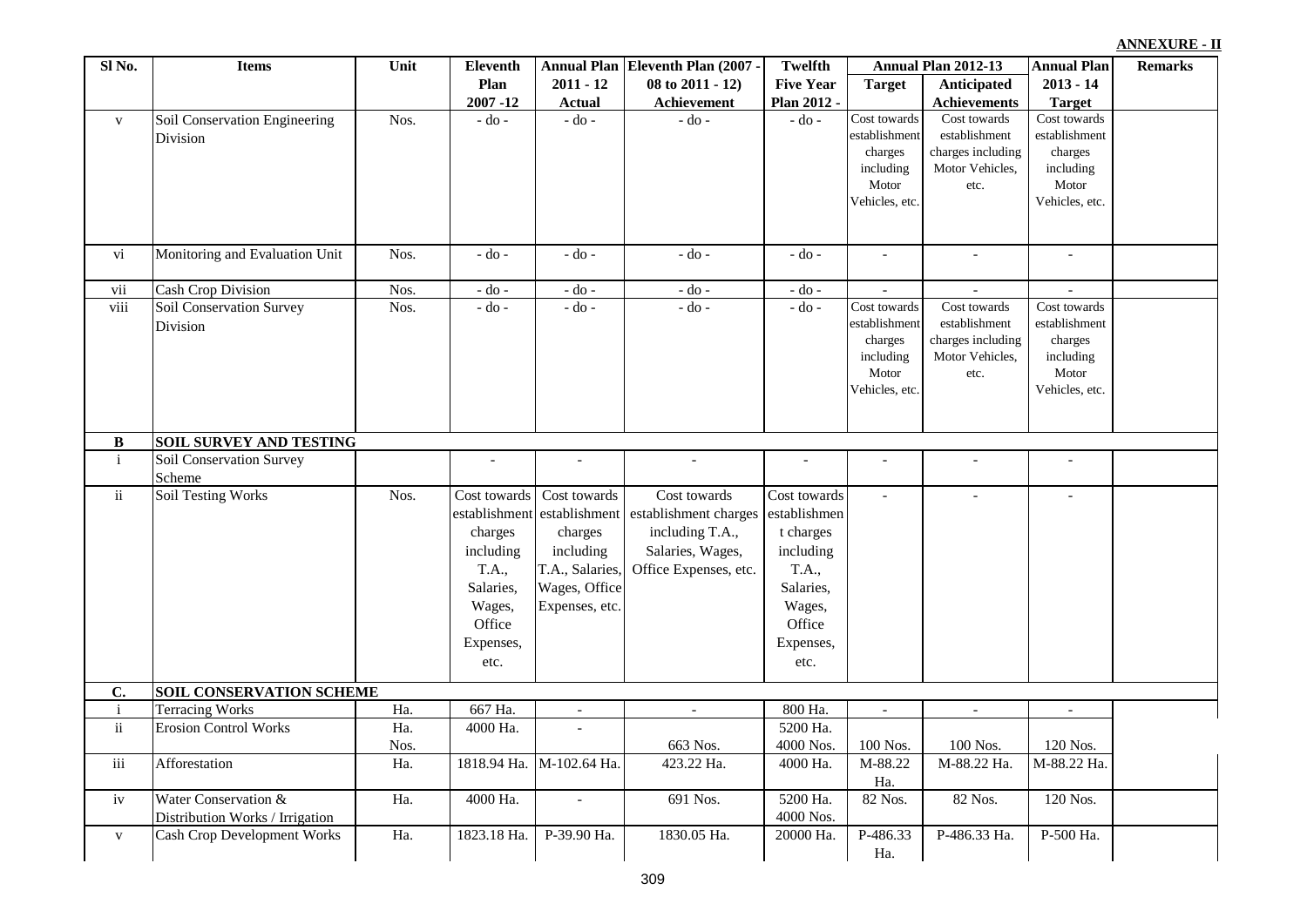**ANNEXURE - II**

| Sl No. | Items | Unit | Eleventh Plan 2007 -12 | Annual Plan 2011 - 12 Actual | Eleventh Plan (2007 - 08 to 2011 - 12) Achievement | Twelfth Five Year Plan 2012 - | Annual Plan 2012-13 | | Annual Plan 2013 - 14 Target | Remarks |
|---|---|---|---|---|---|---|---|---|---|---|
| | | | | | | | Target | Anticipated Achievements | | |
| v | Soil Conservation Engineering Division | Nos. | - do - | - do - | - do - | - do - | Cost towards establishment charges including Motor Vehicles, etc. | Cost towards establishment charges including Motor Vehicles, etc. | Cost towards establishment charges including Motor Vehicles, etc. | |
| vi | Monitoring and Evaluation Unit | Nos. | - do - | - do - | - do - | - do - | - | - | - | |
| vii | Cash Crop Division | Nos. | - do - | - do - | - do - | - do - | - | - | - | |
| viii | Soil Conservation Survey Division | Nos. | - do - | - do - | - do - | - do - | Cost towards establishment charges including Motor Vehicles, etc. | Cost towards establishment charges including Motor Vehicles, etc. | Cost towards establishment charges including Motor Vehicles, etc. | |
| **B** | **SOIL SURVEY AND TESTING** | | | | | | | | | |
| i | Soil Conservation Survey Scheme | | - | - | - | - | - | - | - | |
| ii | Soil Testing Works | Nos. | Cost towards establishment charges including T.A., Salaries, Wages, Office Expenses, etc. | Cost towards establishment charges including T.A., Salaries, Wages, Office Expenses, etc. | Cost towards establishment charges including T.A., Salaries, Wages, Office Expenses, etc. | Cost towards establishment charges including T.A., Salaries, Wages, Office Expenses, etc. | - | - | - | |
| **C.** | **SOIL CONSERVATION SCHEME** | | | | | | | | | |
| i | Terracing Works | Ha. | 667 Ha. | - | - | 800 Ha. | - | - | - | |
| ii | Erosion Control Works | Ha. Nos. | 4000 Ha. | - | 663 Nos. | 5200 Ha. 4000 Nos. | 100 Nos. | 100 Nos. | 120 Nos. | |
| iii | Afforestation | Ha. | 1818.94 Ha. | M-102.64 Ha. | 423.22 Ha. | 4000 Ha. | M-88.22 Ha. | M-88.22 Ha. | M-88.22 Ha. | |
| iv | Water Conservation & Distribution Works / Irrigation | Ha. | 4000 Ha. | - | 691 Nos. | 5200 Ha. 4000 Nos. | 82 Nos. | 82 Nos. | 120 Nos. | |
| v | Cash Crop Development Works | Ha. | 1823.18 Ha. | P-39.90 Ha. | 1830.05 Ha. | 20000 Ha. | P-486.33 Ha. | P-486.33 Ha. | P-500 Ha. | |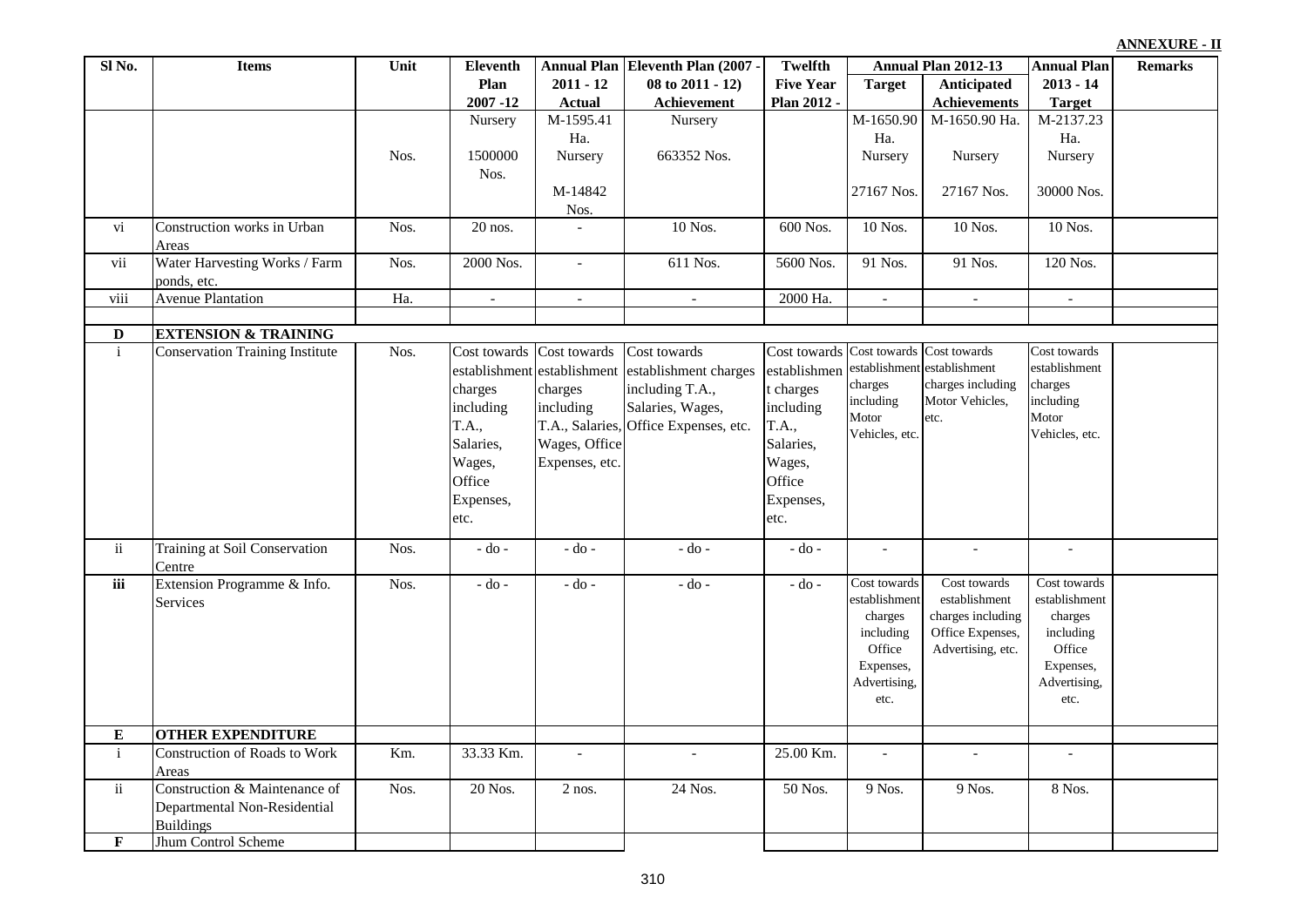**ANNEXURE - II**

| Sl No. | Items | Unit | Eleventh Plan 2007 -12 | Annual Plan 2011 - 12 Actual | Eleventh Plan (2007 - 08 to 2011 - 12) Achievement | Twelfth Five Year Plan 2012 - | Annual Plan 2012-13 | | Annual Plan 2013 - 14 Target | Remarks |
|---|---|---|---|---|---|---|---|---|---|---|
| | | | | | | | Target | Anticipated Achievements | | |
| | | Nos. | Nursery 1500000 Nos. | M-1595.41 Ha. Nursery M-14842 Nos. | Nursery 663352 Nos. | | M-1650.90 Ha. Nursery 27167 Nos. | M-1650.90 Ha. Nursery 27167 Nos. | M-2137.23 Ha. Nursery 30000 Nos. | |
| vi | Construction works in Urban Areas | Nos. | 20 nos. | - | 10 Nos. | 600 Nos. | 10 Nos. | 10 Nos. | 10 Nos. | |
| vii | Water Harvesting Works / Farm ponds, etc. | Nos. | 2000 Nos. | - | 611 Nos. | 5600 Nos. | 91 Nos. | 91 Nos. | 120 Nos. | |
| viii | Avenue Plantation | Ha. | - | - | - | 2000 Ha. | - | - | - | |
| | | | | | | | | | | |
| **D** | **EXTENSION & TRAINING** | | | | | | | | | |
| i | Conservation Training Institute | Nos. | Cost towards establishment charges including T.A., Salaries, Wages, Office Expenses, etc. | Cost towards establishment charges including T.A., Salaries, Wages, Office Expenses, etc. | Cost towards establishment charges including T.A., Salaries, Wages, Office Expenses, etc. | Cost towards establishment charges including T.A., Salaries, Wages, Office Expenses, etc. | Cost towards establishment charges including Motor Vehicles, etc. | Cost towards establishment charges including Motor Vehicles, etc. | Cost towards establishment charges including Motor Vehicles, etc. | |
| ii | Training at Soil Conservation Centre | Nos. | - do - | - do - | - do - | - do - | - | - | - | |
| **iii** | Extension Programme & Info. Services | Nos. | - do - | - do - | - do - | - do - | Cost towards establishment charges including Office Expenses, Advertising, etc. | Cost towards establishment charges including Office Expenses, Advertising, etc. | Cost towards establishment charges including Office Expenses, Advertising, etc. | |
| **E** | **OTHER EXPENDITURE** | | | | | | | | | |
| i | Construction of Roads to Work Areas | Km. | 33.33 Km. | - | - | 25.00 Km. | - | - | - | |
| ii | Construction & Maintenance of Departmental Non-Residential Buildings | Nos. | 20 Nos. | 2 nos. | 24 Nos. | 50 Nos. | 9 Nos. | 9 Nos. | 8 Nos. | |
| **F** | Jhum Control Scheme | | | | | | | | | |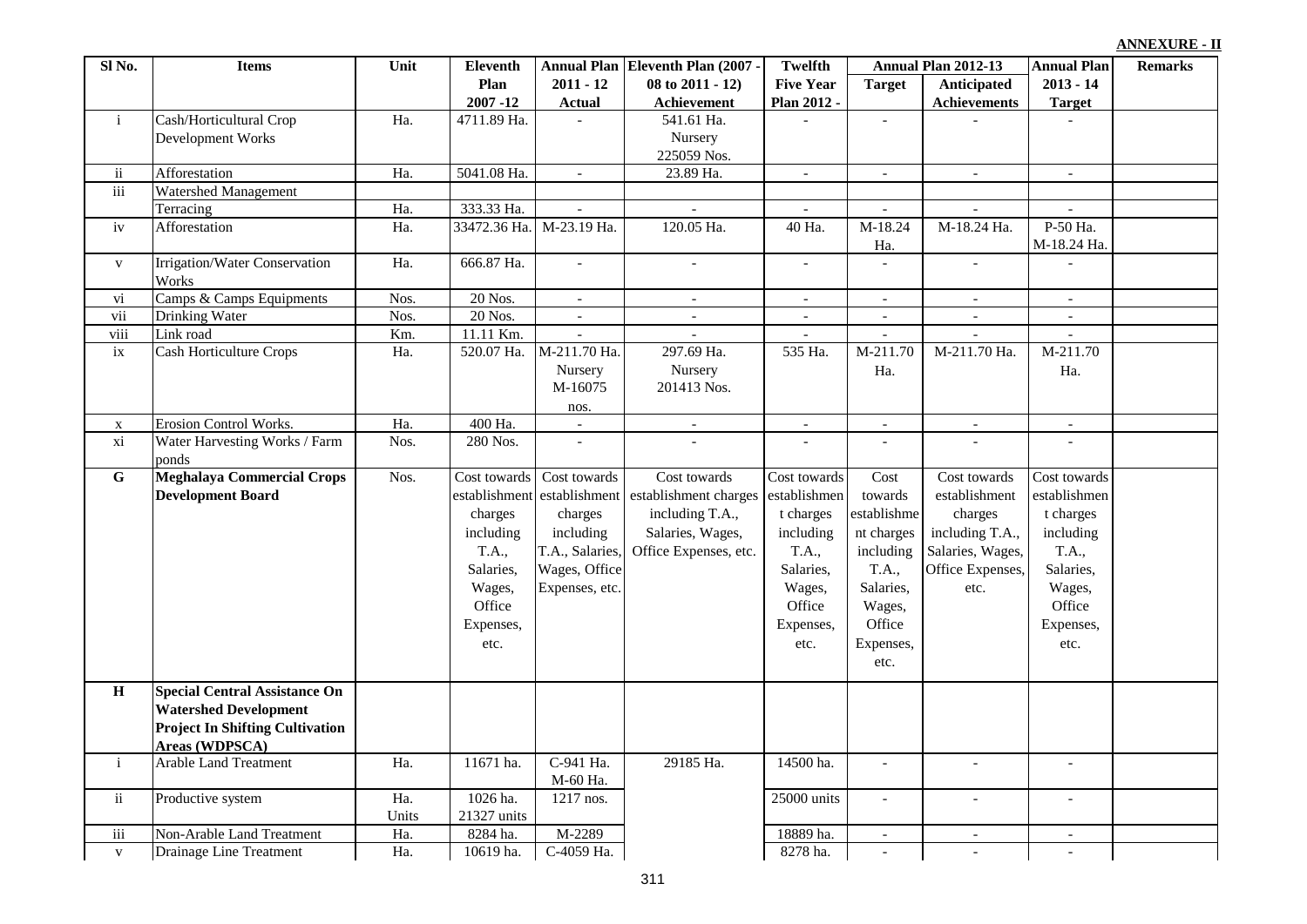**ANNEXURE - II**

| Sl No. | Items | Unit | Eleventh Plan 2007 -12 | Annual Plan 2011 - 12 Actual | Eleventh Plan (2007 - 08 to 2011 - 12) Achievement | Twelfth Five Year Plan 2012 - | Annual Plan 2012-13 | | Annual Plan 2013 - 14 Target | Remarks |
|---|---|---|---|---|---|---|---|---|---|---|
| | | | | | | | Target | Anticipated Achievements | | |
| i | Cash/Horticultural Crop Development Works | Ha. | 4711.89 Ha. | - | 541.61 Ha. Nursery 225059 Nos. | - | - | - | - | |
| ii | Afforestation | Ha. | 5041.08 Ha. | - | 23.89 Ha. | - | - | - | - | |
| iii | Watershed Management | | | | | | | | | |
| | Terracing | Ha. | 333.33 Ha. | - | - | - | - | - | - | |
| iv | Afforestation | Ha. | 33472.36 Ha. | M-23.19 Ha. | 120.05 Ha. | 40 Ha. | M-18.24 Ha. | M-18.24 Ha. | P-50 Ha. M-18.24 Ha. | |
| v | Irrigation/Water Conservation Works | Ha. | 666.87 Ha. | - | - | - | - | - | - | |
| vi | Camps & Camps Equipments | Nos. | 20 Nos. | - | - | - | - | - | - | |
| vii | Drinking Water | Nos. | 20 Nos. | - | - | - | - | - | - | |
| viii | Link road | Km. | 11.11 Km. | - | - | - | - | - | - | |
| ix | Cash Horticulture Crops | Ha. | 520.07 Ha. | M-211.70 Ha. Nursery M-16075 nos. | 297.69 Ha. Nursery 201413 Nos. | 535 Ha. | M-211.70 Ha. | M-211.70 Ha. | M-211.70 Ha. | |
| x | Erosion Control Works. | Ha. | 400 Ha. | - | - | - | - | - | - | |
| xi | Water Harvesting Works / Farm ponds | Nos. | 280 Nos. | - | - | - | - | - | - | |
| **G** | **Meghalaya Commercial Crops Development Board** | Nos. | Cost towards establishment charges including T.A., Salaries, Wages, Office Expenses, etc. | Cost towards establishment charges including T.A., Salaries, Wages, Office Expenses, etc. | Cost towards establishment charges including T.A., Salaries, Wages, Office Expenses, etc. | Cost towards establishment charges including T.A., Salaries, Wages, Office Expenses, etc. | Cost towards establishment charges including T.A., Salaries, Wages, Office Expenses, etc. | Cost towards establishment charges including T.A., Salaries, Wages, Office Expenses, etc. | Cost towards establishment charges including T.A., Salaries, Wages, Office Expenses, etc. | |
| **H** | **Special Central Assistance On Watershed Development Project In Shifting Cultivation Areas (WDPSCA)** | | | | | | | | | |
| i | Arable Land Treatment | Ha. | 11671 ha. | C-941 Ha. M-60 Ha. | 29185 Ha. | 14500 ha. | - | - | - | |
| ii | Productive system | Ha. Units | 1026 ha. 21327 units | 1217 nos. | | 25000 units | - | - | - | |
| iii | Non-Arable Land Treatment | Ha. | 8284 ha. | M-2289 | | 18889 ha. | - | - | - | |
| v | Drainage Line Treatment | Ha. | 10619 ha. | C-4059 Ha. | | 8278 ha. | - | - | - | |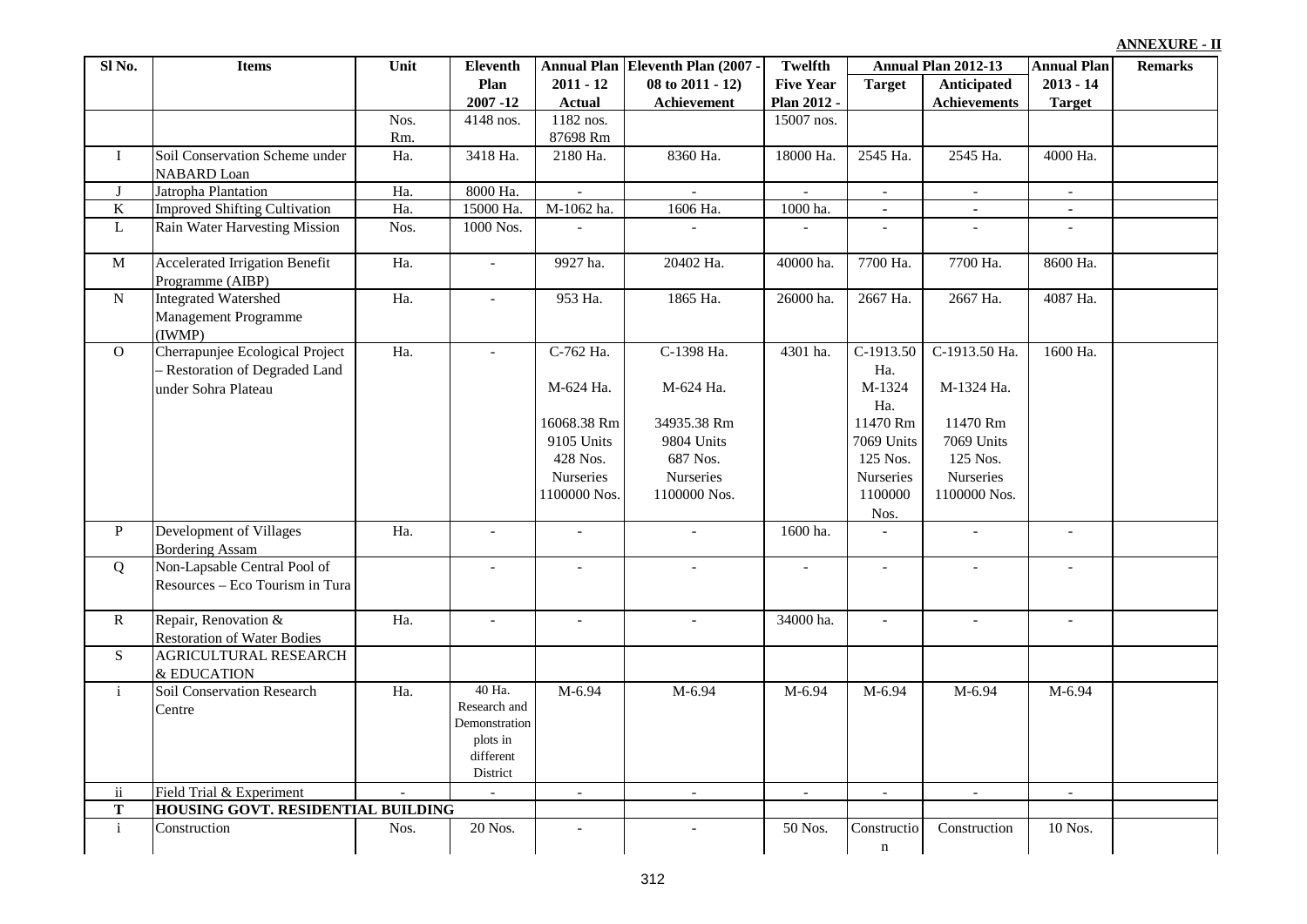**ANNEXURE - II**

| Sl No. | Items | Unit | Eleventh Plan 2007 -12 | Annual Plan 2011 - 12 Actual | Eleventh Plan (2007 - 08 to 2011 - 12) Achievement | Twelfth Five Year Plan 2012 - | Annual Plan 2012-13 | | Annual Plan 2013 - 14 Target | Remarks |
|---|---|---|---|---|---|---|---|---|---|---|
| | | | | | | | Target | Anticipated Achievements | | |
| | | Nos. Rm. | 4148 nos. | 1182 nos. 87698 Rm | | 15007 nos. | | | | |
| I | Soil Conservation Scheme under NABARD Loan | Ha. | 3418 Ha. | 2180 Ha. | 8360 Ha. | 18000 Ha. | 2545 Ha. | 2545 Ha. | 4000 Ha. | |
| J | Jatropha Plantation | Ha. | 8000 Ha. | - | - | - | - | - | - | |
| K | Improved Shifting Cultivation | Ha. | 15000 Ha. | M-1062 ha. | 1606 Ha. | 1000 ha. | - | - | - | |
| L | Rain Water Harvesting Mission | Nos. | 1000 Nos. | - | - | - | - | - | - | |
| M | Accelerated Irrigation Benefit Programme (AIBP) | Ha. | - | 9927 ha. | 20402 Ha. | 40000 ha. | 7700 Ha. | 7700 Ha. | 8600 Ha. | |
| N | Integrated Watershed Management Programme (IWMP) | Ha. | - | 953 Ha. | 1865 Ha. | 26000 ha. | 2667 Ha. | 2667 Ha. | 4087 Ha. | |
| O | Cherrapunjee Ecological Project – Restoration of Degraded Land under Sohra Plateau | Ha. | - | C-762 Ha. M-624 Ha. 16068.38 Rm 9105 Units 428 Nos. Nurseries 1100000 Nos. | C-1398 Ha. M-624 Ha. 34935.38 Rm 9804 Units 687 Nos. Nurseries 1100000 Nos. | 4301 ha. | C-1913.50 Ha. M-1324 Ha. 11470 Rm 7069 Units 125 Nos. Nurseries 1100000 Nos. | C-1913.50 Ha. M-1324 Ha. 11470 Rm 7069 Units 125 Nos. Nurseries 1100000 Nos. | 1600 Ha. | |
| P | Development of Villages Bordering Assam | Ha. | - | - | - | 1600 ha. | - | - | - | |
| Q | Non-Lapsable Central Pool of Resources – Eco Tourism in Tura | | - | - | - | - | - | - | - | |
| R | Repair, Renovation & Restoration of Water Bodies | Ha. | - | - | - | 34000 ha. | - | - | - | |
| S | AGRICULTURAL RESEARCH & EDUCATION | | | | | | | | | |
| i | Soil Conservation Research Centre | Ha. | 40 Ha. Research and Demonstration plots in different District | M-6.94 | M-6.94 | M-6.94 | M-6.94 | M-6.94 | M-6.94 | |
| ii | Field Trial & Experiment | - | - | - | - | - | - | - | - | |
| **T** | **HOUSING GOVT. RESIDENTIAL BUILDING** | | | | | | | | | |
| i | Construction | Nos. | 20 Nos. | - | - | 50 Nos. | Construction | Construction | 10 Nos. | |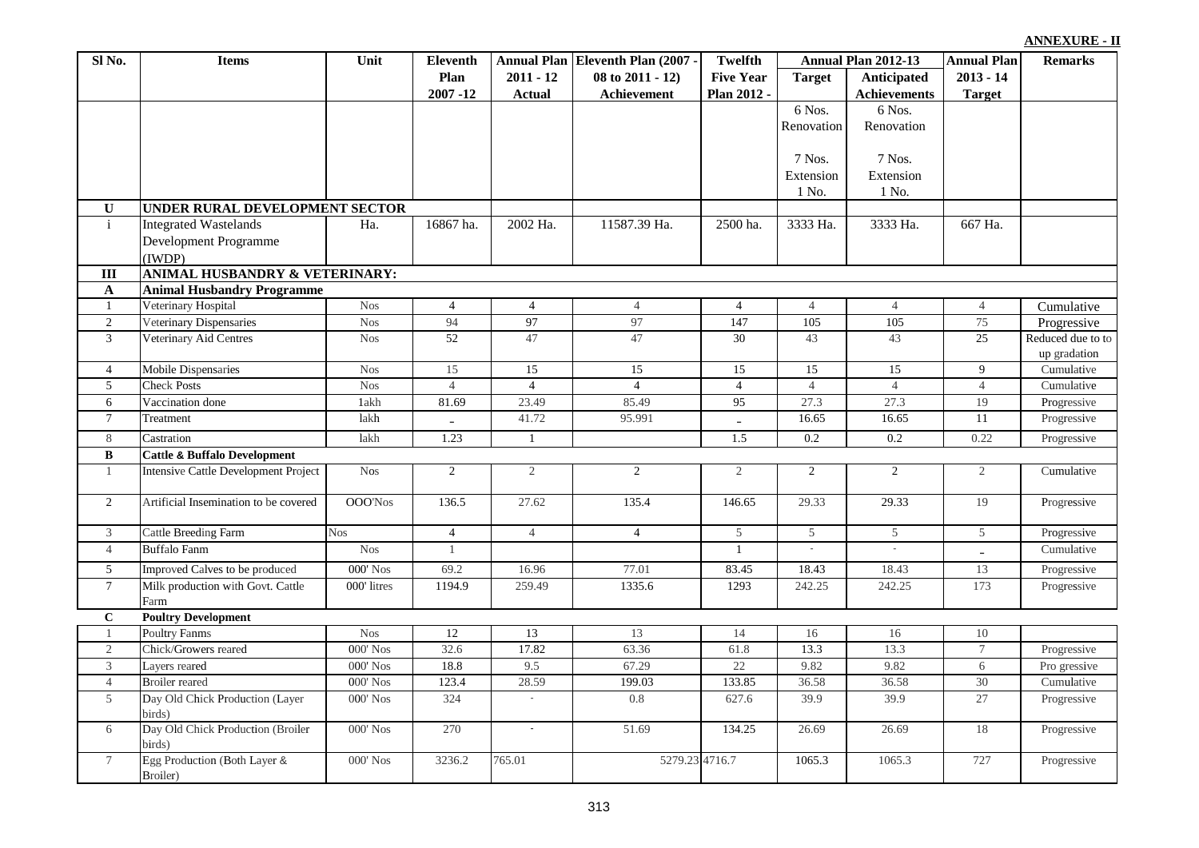**ANNEXURE - II**

| Sl No. | Items | Unit | Eleventh Plan 2007 -12 | Annual Plan 2011 - 12 Actual | Eleventh Plan (2007 - 08 to 2011 - 12) Achievement | Twelfth Five Year Plan 2012 - | Annual Plan 2012-13 | | Annual Plan 2013 - 14 Target | Remarks |
|---|---|---|---|---|---|---|---|---|---|---|
| | | | | | | | Target | Anticipated Achievements | | |
| | | | | | | | 6 Nos. Renovation<br><br>7 Nos. Extension<br>1 No. | 6 Nos. Renovation<br><br>7 Nos. Extension<br>1 No. | | |
| **U** | **UNDER RURAL DEVELOPMENT SECTOR** | | | | | | | | | |
| i | Integrated Wastelands Development Programme (IWDP) | Ha. | 16867 ha. | 2002 Ha. | 11587.39 Ha. | 2500 ha. | 3333 Ha. | 3333 Ha. | 667 Ha. | |
| **III** | **ANIMAL HUSBANDRY & VETERINARY:** | | | | | | | | | |
| **A** | **Animal Husbandry Programme** | | | | | | | | | |
| 1 | Veterinary Hospital | Nos | 4 | 4 | 4 | 4 | 4 | 4 | 4 | Cumulative |
| 2 | Veterinary Dispensaries | Nos | 94 | 97 | 97 | 147 | 105 | 105 | 75 | Progressive |
| 3 | Veterinary Aid Centres | Nos | 52 | 47 | 47 | 30 | 43 | 43 | 25 | Reduced due to to up gradation |
| 4 | Mobile Dispensaries | Nos | 15 | 15 | 15 | 15 | 15 | 15 | 9 | Cumulative |
| 5 | Check Posts | Nos | 4 | 4 | 4 | 4 | 4 | 4 | 4 | Cumulative |
| 6 | Vaccination done | 1akh | 81.69 | 23.49 | 85.49 | 95 | 27.3 | 27.3 | 19 | Progressive |
| 7 | Treatment | lakh | - | 41.72 | 95.991 | - | 16.65 | 16.65 | 11 | Progressive |
| 8 | Castration | lakh | 1.23 | 1 | | 1.5 | 0.2 | 0.2 | 0.22 | Progressive |
| **B** | **Cattle & Buffalo Development** | | | | | | | | | |
| 1 | Intensive Cattle Development Project | Nos | 2 | 2 | 2 | 2 | 2 | 2 | 2 | Cumulative |
| 2 | Artificial Insemination to be covered | OOO'Nos | 136.5 | 27.62 | 135.4 | 146.65 | 29.33 | 29.33 | 19 | Progressive |
| 3 | Cattle Breeding Farm | Nos | 4 | 4 | 4 | 5 | 5 | 5 | 5 | Progressive |
| 4 | Buffalo Fanm | Nos | 1 | | | 1 | - | - | - | Cumulative |
| 5 | Improved Calves to be produced | 000' Nos | 69.2 | 16.96 | 77.01 | 83.45 | 18.43 | 18.43 | 13 | Progressive |
| 7 | Milk production with Govt. Cattle Farm | 000' litres | 1194.9 | 259.49 | 1335.6 | 1293 | 242.25 | 242.25 | 173 | Progressive |
| **C** | **Poultry Development** | | | | | | | | | |
| 1 | Poultry Fanms | Nos | 12 | 13 | 13 | 14 | 16 | 16 | 10 | |
| 2 | Chick/Growers reared | 000' Nos | 32.6 | 17.82 | 63.36 | 61.8 | 13.3 | 13.3 | 7 | Progressive |
| 3 | Layers reared | 000' Nos | 18.8 | 9.5 | 67.29 | 22 | 9.82 | 9.82 | 6 | Pro gressive |
| 4 | Broiler reared | 000' Nos | 123.4 | 28.59 | 199.03 | 133.85 | 36.58 | 36.58 | 30 | Cumulative |
| 5 | Day Old Chick Production (Layer birds) | 000' Nos | 324 | - | 0.8 | 627.6 | 39.9 | 39.9 | 27 | Progressive |
| 6 | Day Old Chick Production (Broiler birds) | 000' Nos | 270 | - | 51.69 | 134.25 | 26.69 | 26.69 | 18 | Progressive |
| 7 | Egg Production (Both Layer & Broiler) | 000' Nos | 3236.2 | 765.01 | 5279.23 | 4716.7 | 1065.3 | 1065.3 | 727 | Progressive |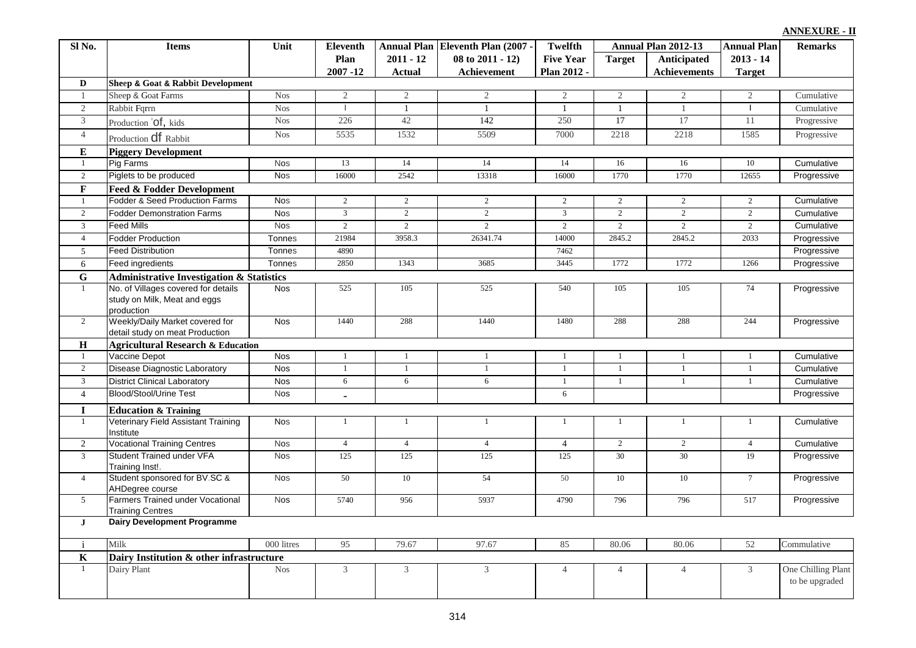**ANNEXURE - II**

| Sl No. | Items | Unit | Eleventh Plan 2007 -12 | Annual Plan 2011 - 12 Actual | Eleventh Plan (2007 - 08 to 2011 - 12) Achievement | Twelfth Five Year Plan 2012 - | Annual Plan 2012-13 | | Annual Plan 2013 - 14 Target | Remarks |
|---|---|---|---|---|---|---|---|---|---|---|
| | | | | | | | Target | Anticipated Achievements | | |
| D | **Sheep & Goat & Rabbit Development** | | | | | | | | | |
| 1 | Sheep & Goat Farms | Nos | 2 | 2 | 2 | 2 | 2 | 2 | 2 | Cumulative |
| 2 | Rabbit Fqrrn | Nos | l | 1 | 1 | 1 | 1 | 1 | l | Cumulative |
| 3 | Production 'of, kids | Nos | 226 | 42 | 142 | 250 | 17 | 17 | 11 | Progressive |
| 4 | Production df Rabbit | Nos | 5535 | 1532 | 5509 | 7000 | 2218 | 2218 | 1585 | Progressive |
| E | **Piggery Development** | | | | | | | | | |
| 1 | Pig Farms | Nos | 13 | 14 | 14 | 14 | 16 | 16 | 10 | Cumulative |
| 2 | Piglets to be produced | Nos | 16000 | 2542 | 13318 | 16000 | 1770 | 1770 | 12655 | Progressive |
| F | **Feed & Fodder Development** | | | | | | | | | |
| 1 | Fodder & Seed Production Farms | Nos | 2 | 2 | 2 | 2 | 2 | 2 | 2 | Cumulative |
| 2 | Fodder Demonstration Farms | Nos | 3 | 2 | 2 | 3 | 2 | 2 | 2 | Cumulative |
| 3 | Feed Mills | Nos | 2 | 2 | 2 | 2 | 2 | 2 | 2 | Cumulative |
| 4 | Fodder Production | Tonnes | 21984 | 3958.3 | 26341.74 | 14000 | 2845.2 | 2845.2 | 2033 | Progressive |
| 5 | Feed Distribution | Tonnes | 4890 | | | 7462 | | | | Progressive |
| 6 | Feed ingredients | Tonnes | 2850 | 1343 | 3685 | 3445 | 1772 | 1772 | 1266 | Progressive |
| G | **Administrative Investigation & Statistics** | | | | | | | | | |
| 1 | No. of Villages covered for details study on Milk, Meat and eggs production | Nos | 525 | 105 | 525 | 540 | 105 | 105 | 74 | Progressive |
| 2 | Weekly/Daily Market covered for detail study on meat Production | Nos | 1440 | 288 | 1440 | 1480 | 288 | 288 | 244 | Progressive |
| H | **Agricultural Research & Education** | | | | | | | | | |
| 1 | Vaccine Depot | Nos | 1 | 1 | 1 | 1 | 1 | 1 | 1 | Cumulative |
| 2 | Disease Diagnostic Laboratory | Nos | 1 | 1 | 1 | 1 | 1 | 1 | 1 | Cumulative |
| 3 | District Clinical Laboratory | Nos | 6 | 6 | 6 | 1 | 1 | 1 | 1 | Cumulative |
| 4 | Blood/Stool/Urine Test | Nos | - | | | 6 | | | | Progressive |
| I | **Education & Training** | | | | | | | | | |
| 1 | Veterinary Field Assistant Training Institute | Nos | 1 | 1 | 1 | 1 | 1 | 1 | 1 | Cumulative |
| 2 | Vocational Training Centres | Nos | 4 | 4 | 4 | 4 | 2 | 2 | 4 | Cumulative |
| 3 | Student Trained under VFA Training Inst!. | Nos | 125 | 125 | 125 | 125 | 30 | 30 | 19 | Progressive |
| 4 | Student sponsored for BV.SC & AHDegree course | Nos | 50 | 10 | 54 | 50 | 10 | 10 | 7 | Progressive |
| 5 | Farmers Trained under Vocational Training Centres | Nos | 5740 | 956 | 5937 | 4790 | 796 | 796 | 517 | Progressive |
| J | **Dairy Development Programme** | | | | | | | | | |
| i | Milk | 000 litres | 95 | 79.67 | 97.67 | 85 | 80.06 | 80.06 | 52 | Commulative |
| K | **Dairy Institution & other infrastructure** | | | | | | | | | |
| 1 | Dairy Plant | Nos | 3 | 3 | 3 | 4 | 4 | 4 | 3 | One Chilling Plant to be upgraded |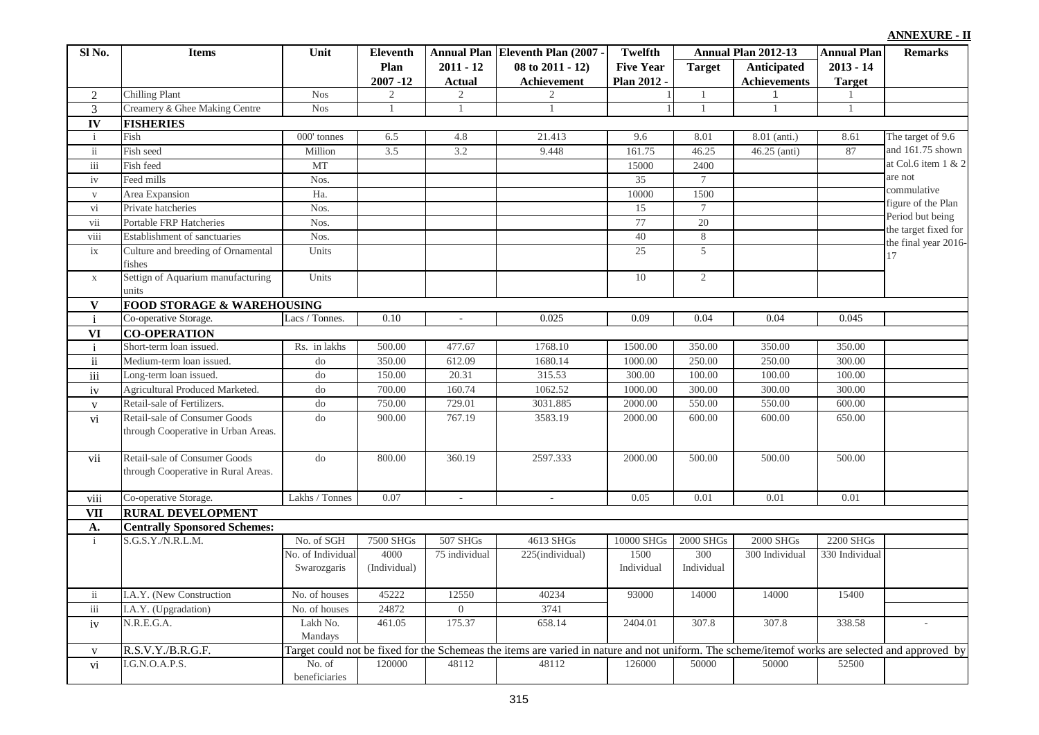**ANNEXURE - II**

| Sl No. | Items | Unit | Eleventh Plan 2007 -12 | Annual Plan 2011 - 12 Actual | Eleventh Plan (2007 - 08 to 2011 - 12) Achievement | Twelfth Five Year Plan 2012 - | Annual Plan 2012-13 Target | Annual Plan 2012-13 Anticipated Achievements | Annual Plan 2013 - 14 Target | Remarks |
|---|---|---|---|---|---|---|---|---|---|---|
| 2 | Chilling Plant | Nos | 2 | 2 | 2 | 1 | 1 | 1 | 1 | |
| 3 | Creamery & Ghee Making Centre | Nos | 1 | 1 | 1 | 1 | 1 | 1 | 1 | |
| **IV** | **FISHERIES** | | | | | | | | | |
| i | Fish | 000' tonnes | 6.5 | 4.8 | 21.413 | 9.6 | 8.01 | 8.01 (anti.) | 8.61 | The target of 9.6 and 161.75 shown at Col.6 item 1 & 2 are not commulative figure of the Plan Period but being the target fixed for the final year 2016-17 |
| ii | Fish seed | Million | 3.5 | 3.2 | 9.448 | 161.75 | 46.25 | 46.25 (anti) | 87 | |
| iii | Fish feed | MT | | | | 15000 | 2400 | | | |
| iv | Feed mills | Nos. | | | | 35 | 7 | | | |
| v | Area Expansion | Ha. | | | | 10000 | 1500 | | | |
| vi | Private hatcheries | Nos. | | | | 15 | 7 | | | |
| vii | Portable FRP Hatcheries | Nos. | | | | 77 | 20 | | | |
| viii | Establishment of sanctuaries | Nos. | | | | 40 | 8 | | | |
| ix | Culture and breeding of Ornamental fishes | Units | | | | 25 | 5 | | | |
| x | Settign of Aquarium manufacturing units | Units | | | | 10 | 2 | | | |
| **V** | **FOOD STORAGE & WAREHOUSING** | | | | | | | | | |
| i | Co-operative Storage. | Lacs / Tonnes. | 0.10 | - | 0.025 | 0.09 | 0.04 | 0.04 | 0.045 | |
| **VI** | **CO-OPERATION** | | | | | | | | | |
| i | Short-term loan issued. | Rs. in lakhs | 500.00 | 477.67 | 1768.10 | 1500.00 | 350.00 | 350.00 | 350.00 | |
| ii | Medium-term loan issued. | do | 350.00 | 612.09 | 1680.14 | 1000.00 | 250.00 | 250.00 | 300.00 | |
| iii | Long-term loan issued. | do | 150.00 | 20.31 | 315.53 | 300.00 | 100.00 | 100.00 | 100.00 | |
| iv | Agricultural Produced Marketed. | do | 700.00 | 160.74 | 1062.52 | 1000.00 | 300.00 | 300.00 | 300.00 | |
| v | Retail-sale of Fertilizers. | do | 750.00 | 729.01 | 3031.885 | 2000.00 | 550.00 | 550.00 | 600.00 | |
| vi | Retail-sale of Consumer Goods through Cooperative in Urban Areas. | do | 900.00 | 767.19 | 3583.19 | 2000.00 | 600.00 | 600.00 | 650.00 | |
| vii | Retail-sale of Consumer Goods through Cooperative in Rural Areas. | do | 800.00 | 360.19 | 2597.333 | 2000.00 | 500.00 | 500.00 | 500.00 | |
| viii | Co-operative Storage. | Lakhs / Tonnes | 0.07 | - | - | 0.05 | 0.01 | 0.01 | 0.01 | |
| **VII** | **RURAL DEVELOPMENT** | | | | | | | | | |
| **A.** | **Centrally Sponsored Schemes:** | | | | | | | | | |
| i | S.G.S.Y./N.R.L.M. | No. of SGH | 7500 SHGs | 507 SHGs | 4613 SHGs | 10000 SHGs | 2000 SHGs | 2000 SHGs | 2200 SHGs | |
| | | No. of Individual Swarozgaris | 4000 (Individual) | 75 individual | 225(individual) | 1500 Individual | 300 Individual | 300 Individual | 330 Individual | |
| ii | I.A.Y. (New Construction | No. of houses | 45222 | 12550 | 40234 | 93000 | 14000 | 14000 | 15400 | |
| iii | I.A.Y. (Upgradation) | No. of houses | 24872 | 0 | 3741 | | | | | |
| iv | N.R.E.G.A. | Lakh No. Mandays | 461.05 | 175.37 | 658.14 | 2404.01 | 307.8 | 307.8 | 338.58 | - |
| v | R.S.V.Y./B.R.G.F. | Target could not be fixed for the Schemeas the items are varied in nature and not uniform. The scheme/itemof works are selected and approved by | | | | | | | | |
| vi | I.G.N.O.A.P.S. | No. of beneficiaries | 120000 | 48112 | 48112 | 126000 | 50000 | 50000 | 52500 | |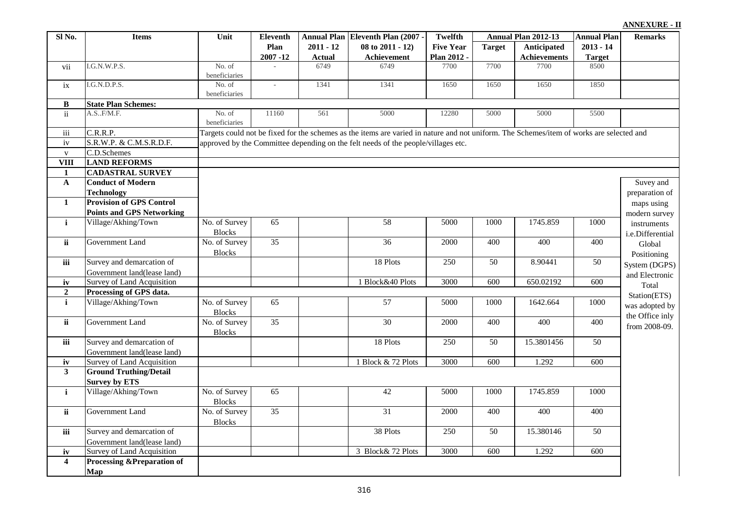**ANNEXURE - II**

| Sl No. | Items | Unit | Eleventh Plan 2007 -12 | Annual Plan 2011 - 12 Actual | Eleventh Plan (2007 - 08 to 2011 - 12) Achievement | Twelfth Five Year Plan 2012 - | Annual Plan 2012-13 Target | Annual Plan 2012-13 Anticipated Achievements | Annual Plan 2013 - 14 Target | Remarks |
|---|---|---|---|---|---|---|---|---|---|---|
| vii | I.G.N.W.P.S. | No. of beneficiaries | - | 6749 | 6749 | 7700 | 7700 | 7700 | 8500 | |
| ix | I.G.N.D.P.S. | No. of beneficiaries | - | 1341 | 1341 | 1650 | 1650 | 1650 | 1850 | |
| **B** | **State Plan Schemes:** | | | | | | | | | |
| ii | A.S..F/M.F. | No. of beneficiaries | 11160 | 561 | 5000 | 12280 | 5000 | 5000 | 5500 | |
| iii | C.R.R.P. | Targets could not be fixed for the schemes as the items are varied in nature and not uniform. The Schemes/item of works are selected and approved by the Committee depending on the felt needs of the people/villages etc. | | | | | | | | |
| iv | S.R.W.P. & C.M.S.R.D.F. | | | | | | | | | |
| v | C.D.Schemes | | | | | | | | | |
| **VIII** | **LAND REFORMS** | | | | | | | | | |
| **1** | **CADASTRAL SURVEY** | | | | | | | | | |
| **A** | **Conduct of Modern Technology** | | | | | | | | | Suvey and preparation of maps using modern survey instruments i.e.Differential Global Positioning System (DGPS) and Electronic Total Station(ETS) was adopted by the Office inly from 2008-09. |
| **1** | **Provision of GPS Control Points and GPS Networking** | | | | | | | | | |
| **i** | Village/Akhing/Town | No. of Survey Blocks | 65 | | 58 | 5000 | 1000 | 1745.859 | 1000 | |
| **ii** | Government Land | No. of Survey Blocks | 35 | | 36 | 2000 | 400 | 400 | 400 | |
| **iii** | Survey and demarcation of Government land(lease land) | | | | 18 Plots | 250 | 50 | 8.90441 | 50 | |
| **iv** | Survey of Land Acquisition | | | | 1 Block&40 Plots | 3000 | 600 | 650.02192 | 600 | |
| **2** | **Processing of GPS data.** | | | | | | | | | |
| **i** | Village/Akhing/Town | No. of Survey Blocks | 65 | | 57 | 5000 | 1000 | 1642.664 | 1000 | |
| **ii** | Government Land | No. of Survey Blocks | 35 | | 30 | 2000 | 400 | 400 | 400 | |
| **iii** | Survey and demarcation of Government land(lease land) | | | | 18 Plots | 250 | 50 | 15.3801456 | 50 | |
| **iv** | Survey of Land Acquisition | | | | 1 Block & 72 Plots | 3000 | 600 | 1.292 | 600 | |
| **3** | **Ground Truthing/Detail Survey by ETS** | | | | | | | | | |
| **i** | Village/Akhing/Town | No. of Survey Blocks | 65 | | 42 | 5000 | 1000 | 1745.859 | 1000 | |
| **ii** | Government Land | No. of Survey Blocks | 35 | | 31 | 2000 | 400 | 400 | 400 | |
| **iii** | Survey and demarcation of Government land(lease land) | | | | 38 Plots | 250 | 50 | 15.380146 | 50 | |
| **iv** | Survey of Land Acquisition | | | | 3 Block& 72 Plots | 3000 | 600 | 1.292 | 600 | |
| **4** | **Processing &Preparation of Map** | | | | | | | | | |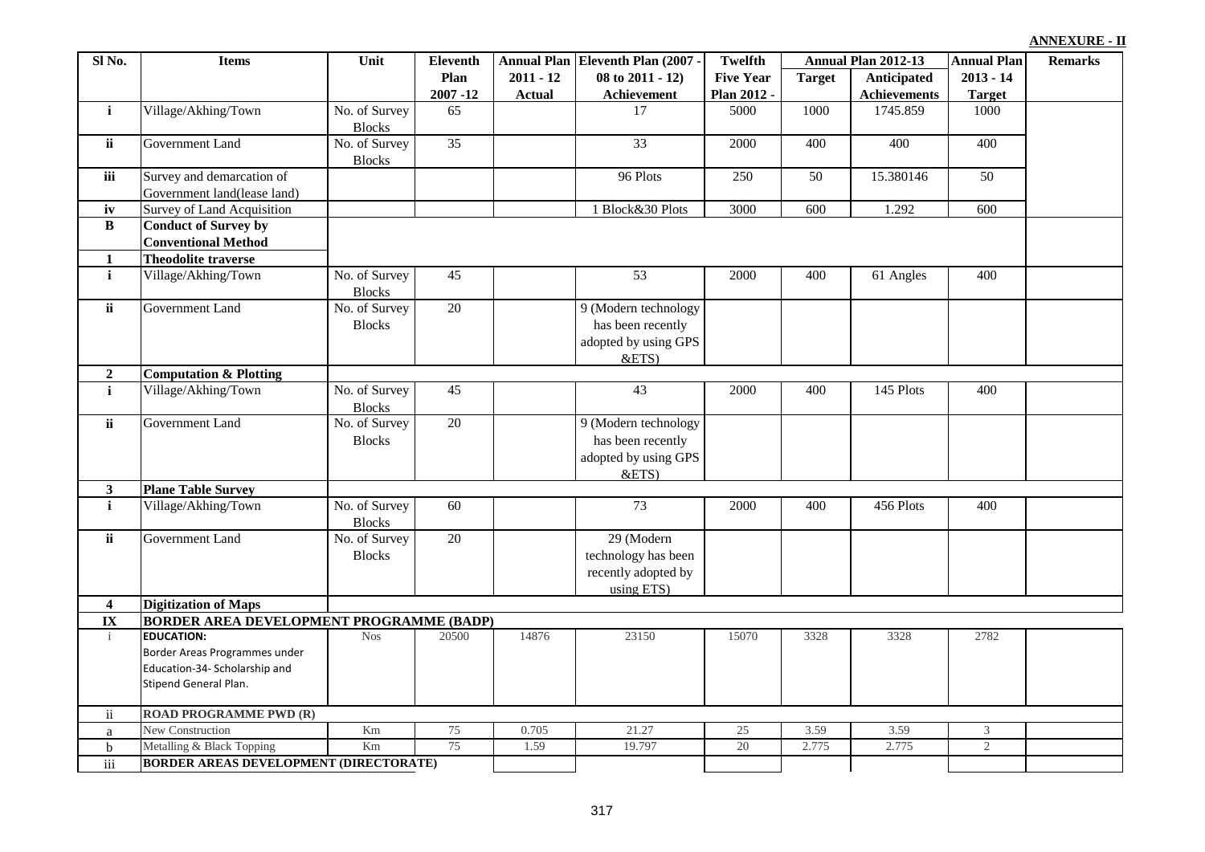**ANNEXURE - II**

| Sl No. | Items | Unit | Eleventh Plan 2007 -12 | Annual Plan 2011 - 12 Actual | Eleventh Plan (2007 - 08 to 2011 - 12) Achievement | Twelfth Five Year Plan 2012 - | Annual Plan 2012-13 | | Annual Plan 2013 - 14 Target | Remarks |
|---|---|---|---|---|---|---|---|---|---|---|
| | | | | | | | Target | Anticipated Achievements | | |
| i | Village/Akhing/Town | No. of Survey Blocks | 65 | | 17 | 5000 | 1000 | 1745.859 | 1000 | |
| ii | Government Land | No. of Survey Blocks | 35 | | 33 | 2000 | 400 | 400 | 400 | |
| iii | Survey and demarcation of Government land(lease land) | | | | 96 Plots | 250 | 50 | 15.380146 | 50 | |
| iv | Survey of Land Acquisition | | | | 1 Block&30 Plots | 3000 | 600 | 1.292 | 600 | |
| **B** | **Conduct of Survey by Conventional Method** | | | | | | | | | |
| **1** | **Theodolite traverse** | | | | | | | | | |
| i | Village/Akhing/Town | No. of Survey Blocks | 45 | | 53 | 2000 | 400 | 61 Angles | 400 | |
| ii | Government Land | No. of Survey Blocks | 20 | | 9 (Modern technology has been recently adopted by using GPS &ETS) | | | | | |
| **2** | **Computation & Plotting** | | | | | | | | | |
| i | Village/Akhing/Town | No. of Survey Blocks | 45 | | 43 | 2000 | 400 | 145 Plots | 400 | |
| ii | Government Land | No. of Survey Blocks | 20 | | 9 (Modern technology has been recently adopted by using GPS &ETS) | | | | | |
| **3** | **Plane Table Survey** | | | | | | | | | |
| i | Village/Akhing/Town | No. of Survey Blocks | 60 | | 73 | 2000 | 400 | 456 Plots | 400 | |
| ii | Government Land | No. of Survey Blocks | 20 | | 29 (Modern technology has been recently adopted by using ETS) | | | | | |
| **4** | **Digitization of Maps** | | | | | | | | | |
| **IX** | **BORDER AREA DEVELOPMENT PROGRAMME (BADP)** | | | | | | | | | |
| i | **EDUCATION:** Border Areas Programmes under Education-34- Scholarship and Stipend General Plan. | Nos | 20500 | 14876 | 23150 | 15070 | 3328 | 3328 | 2782 | |
| ii | **ROAD PROGRAMME PWD (R)** | | | | | | | | | |
| a | New Construction | Km | 75 | 0.705 | 21.27 | 25 | 3.59 | 3.59 | 3 | |
| b | Metalling & Black Topping | Km | 75 | 1.59 | 19.797 | 20 | 2.775 | 2.775 | 2 | |
| iii | **BORDER AREAS DEVELOPMENT (DIRECTORATE)** | | | | | | | | | |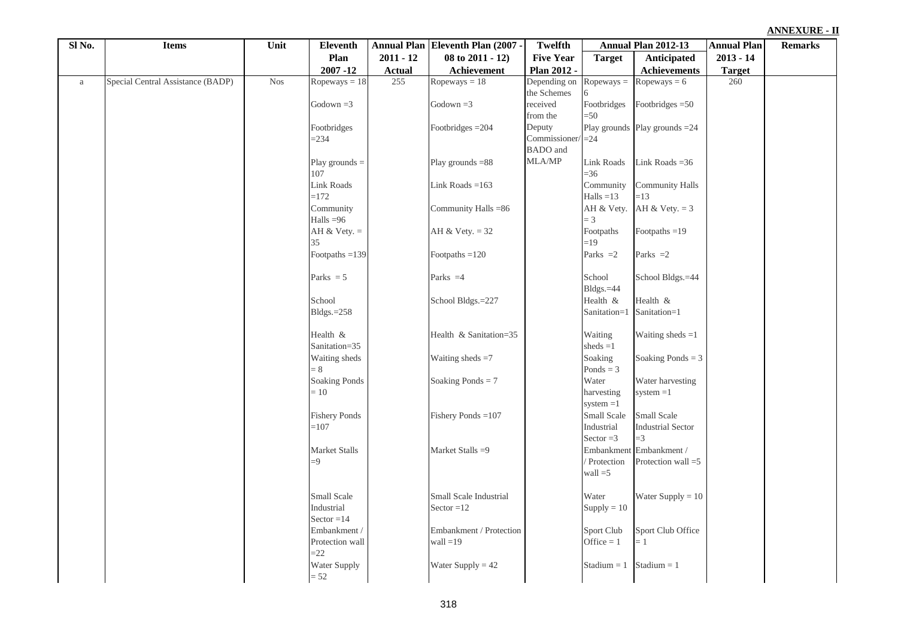**ANNEXURE - II**

| Sl No. | Items | Unit | Eleventh Plan 2007 -12 | Annual Plan 2011 - 12 Actual | Eleventh Plan (2007 - 08 to 2011 - 12) Achievement | Twelfth Five Year Plan 2012 - | Annual Plan 2012-13 | | Annual Plan 2013 - 14 Target | Remarks |
|---|---|---|---|---|---|---|---|---|---|---|
| | | | | | | | Target | Anticipated Achievements | | |
| a | Special Central Assistance (BADP) | Nos | Ropeways = 18<br>Godown =3<br>Footbridges =234<br>Play grounds = 107<br>Link Roads =172<br>Community Halls =96<br>AH & Vety. = 35<br>Footpaths =139<br>Parks = 5<br>School Bldgs.=258<br>Health & Sanitation=35<br>Waiting sheds = 8<br>Soaking Ponds = 10<br>Fishery Ponds =107<br>Market Stalls =9<br>Small Scale Industrial Sector =14<br>Embankment / Protection wall =22<br>Water Supply = 52 | 255 | Ropeways = 18<br>Godown =3<br>Footbridges =204<br>Play grounds =88<br>Link Roads =163<br>Community Halls =86<br>AH & Vety. = 32<br>Footpaths =120<br>Parks =4<br>School Bldgs.=227<br>Health & Sanitation=35<br>Waiting sheds =7<br>Soaking Ponds = 7<br>Fishery Ponds =107<br>Market Stalls =9<br>Small Scale Industrial Sector =12<br>Embankment / Protection wall =19<br>Water Supply = 42 | Depending on the Schemes received from the Deputy Commissioner/ BADO and MLA/MP | Ropeways = 6<br>Footbridges =50<br>Play grounds =24<br>Link Roads =36<br>Community Halls =13<br>AH & Vety. = 3<br>Footpaths =19<br>Parks =2<br>School Bldgs.=44<br>Health & Sanitation=1<br>Waiting sheds =1<br>Soaking Ponds = 3<br>Water harvesting system =1<br>Small Scale Industrial Sector =3<br>Embankment / Protection wall =5<br>Water Supply = 10<br>Sport Club Office = 1<br>Stadium = 1 | Ropeways = 6<br>Footbridges =50<br>Play grounds =24<br>Link Roads =36<br>Community Halls =13<br>AH & Vety. = 3<br>Footpaths =19<br>Parks =2<br>School Bldgs.=44<br>Health & Sanitation=1<br>Waiting sheds =1<br>Soaking Ponds = 3<br>Water harvesting system =1<br>Small Scale Industrial Sector =3<br>Embankment / Protection wall =5<br>Water Supply = 10<br>Sport Club Office = 1<br>Stadium = 1 | 260 | |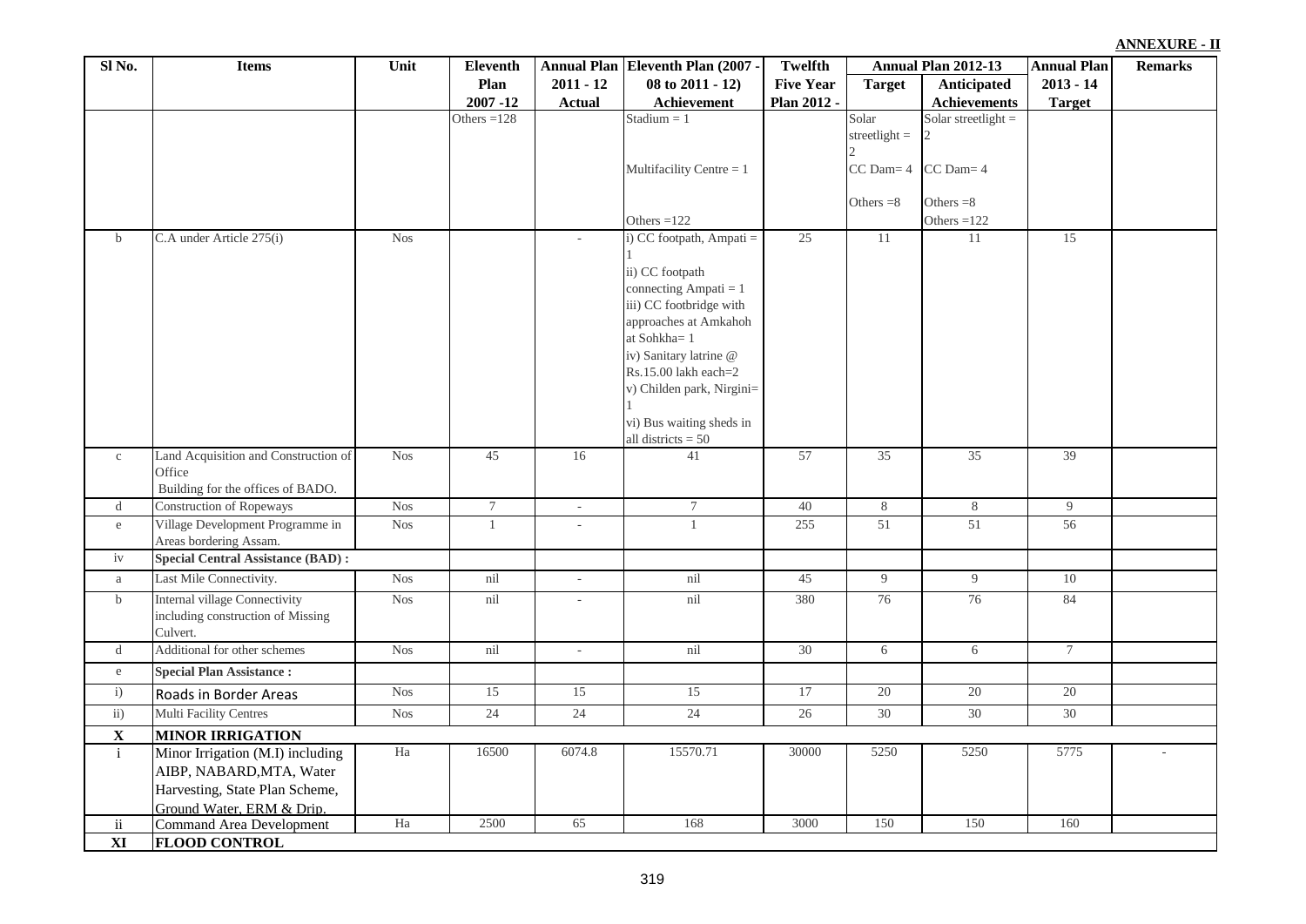**ANNEXURE - II**

| Sl No. | Items | Unit | Eleventh Plan 2007 -12 | Annual Plan 2011 - 12 Actual | Eleventh Plan (2007 - 08 to 2011 - 12) Achievement | Twelfth Five Year Plan 2012 - | Annual Plan 2012-13 | | Annual Plan 2013 - 14 Target | Remarks |
|---|---|---|---|---|---|---|---|---|---|---|
| | | | | | | | Target | Anticipated Achievements | | |
| | | | Others =128 | | Stadium = 1<br><br>Multifacility Centre = 1<br><br>Others =122 | | Solar streetlight = 2<br><br>CC Dam= 4<br><br>Others =8 | Solar streetlight = 2<br><br>CC Dam= 4<br><br>Others =8<br>Others =122 | | |
| b | C.A under Article 275(i) | Nos | | - | i) CC footpath, Ampati = 1<br>ii) CC footpath connecting Ampati = 1<br>iii) CC footbridge with approaches at Amkahoh at Sohkha= 1<br>iv) Sanitary latrine @ Rs.15.00 lakh each=2<br>v) Childen park, Nirgini= 1<br>vi) Bus waiting sheds in all districts = 50 | 25 | 11 | 11 | 15 | |
| c | Land Acquisition and Construction of Office Building for the offices of BADO. | Nos | 45 | 16 | 41 | 57 | 35 | 35 | 39 | |
| d | Construction of Ropeways | Nos | 7 | - | 7 | 40 | 8 | 8 | 9 | |
| e | Village Development Programme in Areas bordering Assam. | Nos | 1 | - | 1 | 255 | 51 | 51 | 56 | |
| iv | **Special Central Assistance (BAD) :** | | | | | | | | | |
| a | Last Mile Connectivity. | Nos | nil | - | nil | 45 | 9 | 9 | 10 | |
| b | Internal village Connectivity including construction of Missing Culvert. | Nos | nil | - | nil | 380 | 76 | 76 | 84 | |
| d | Additional for other schemes | Nos | nil | - | nil | 30 | 6 | 6 | 7 | |
| e | **Special Plan Assistance :** | | | | | | | | | |
| i) | Roads in Border Areas | Nos | 15 | 15 | 15 | 17 | 20 | 20 | 20 | |
| ii) | Multi Facility Centres | Nos | 24 | 24 | 24 | 26 | 30 | 30 | 30 | |
| **X** | **MINOR IRRIGATION** | | | | | | | | | |
| i | Minor Irrigation (M.I) including AIBP, NABARD,MTA, Water Harvesting, State Plan Scheme, Ground Water, ERM & Drip. | Ha | 16500 | 6074.8 | 15570.71 | 30000 | 5250 | 5250 | 5775 | - |
| ii | Command Area Development | Ha | 2500 | 65 | 168 | 3000 | 150 | 150 | 160 | |
| **XI** | **FLOOD CONTROL** | | | | | | | | | |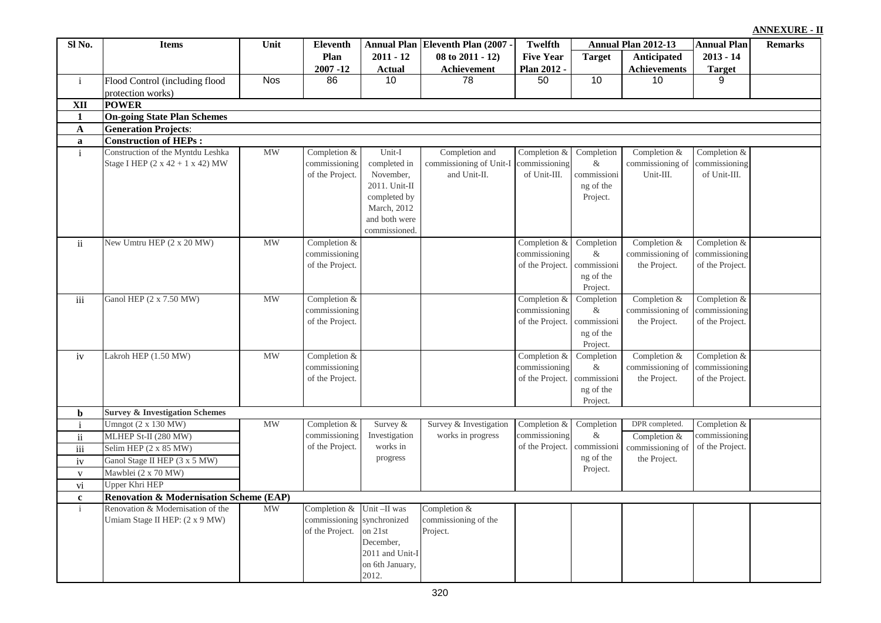**ANNEXURE - II**

| Sl No. | Items | Unit | Eleventh Plan 2007 -12 | Annual Plan 2011 - 12 Actual | Eleventh Plan (2007 - 08 to 2011 - 12) Achievement | Twelfth Five Year Plan 2012 - | Annual Plan 2012-13 | | Annual Plan 2013 - 14 Target | Remarks |
|---|---|---|---|---|---|---|---|---|---|---|
| | | | | | | | Target | Anticipated Achievements | | |
| i | Flood Control (including flood protection works) | Nos | 86 | 10 | 78 | 50 | 10 | 10 | 9 | |
| **XII** | **POWER** | | | | | | | | | |
| **1** | **On-going State Plan Schemes** | | | | | | | | | |
| **A** | **Generation Projects**: | | | | | | | | | |
| **a** | **Construction of HEPs :** | | | | | | | | | |
| i | Construction of the Myntdu Leshka Stage I HEP (2 x 42 + 1 x 42) MW | MW | Completion & commissioning of the Project. | Unit-I completed in November, 2011. Unit-II completed by March, 2012 and both were commissioned. | Completion and commissioning of Unit-I and Unit-II. | Completion & commissioning of Unit-III. | Completion & commissioning of the Project. | Completion & commissioning of Unit-III. | Completion & commissioning of Unit-III. | |
| ii | New Umtru HEP (2 x 20 MW) | MW | Completion & commissioning of the Project. | | | Completion & commissioning of the Project. | Completion & commissioning of the Project. | Completion & commissioning of the Project. | Completion & commissioning of the Project. | |
| iii | Ganol HEP (2 x 7.50 MW) | MW | Completion & commissioning of the Project. | | | Completion & commissioning of the Project. | Completion & commissioning of the Project. | Completion & commissioning of the Project. | Completion & commissioning of the Project. | |
| iv | Lakroh HEP (1.50 MW) | MW | Completion & commissioning of the Project. | | | Completion & commissioning of the Project. | Completion & commissioning of the Project. | Completion & commissioning of the Project. | Completion & commissioning of the Project. | |
| **b** | **Survey & Investigation Schemes** | | | | | | | | | |
| i | Umngot (2 x 130 MW) | MW | Completion & commissioning of the Project. | Survey & Investigation works in progress | Survey & Investigation works in progress | Completion & commissioning of the Project. | Completion & commissioning of the Project. | DPR completed. | Completion & commissioning of the Project. | |
| ii | MLHEP St-II (280 MW) | | | | | | | Completion & commissioning of the Project. | | |
| iii | Selim HEP (2 x 85 MW) | | | | | | | | | |
| iv | Ganol Stage II HEP (3 x 5 MW) | | | | | | | | | |
| v | Mawblei (2 x 70 MW) | | | | | | | | | |
| vi | Upper Khri HEP | | | | | | | | | |
| **c** | **Renovation & Modernisation Scheme (EAP)** | | | | | | | | | |
| i | Renovation & Modernisation of the Umiam Stage II HEP: (2 x 9 MW) | MW | Completion & commissioning of the Project. | Unit –II was synchronized on 21st December, 2011 and Unit-I on 6th January, 2012. | Completion & commissioning of the Project. | | | | | |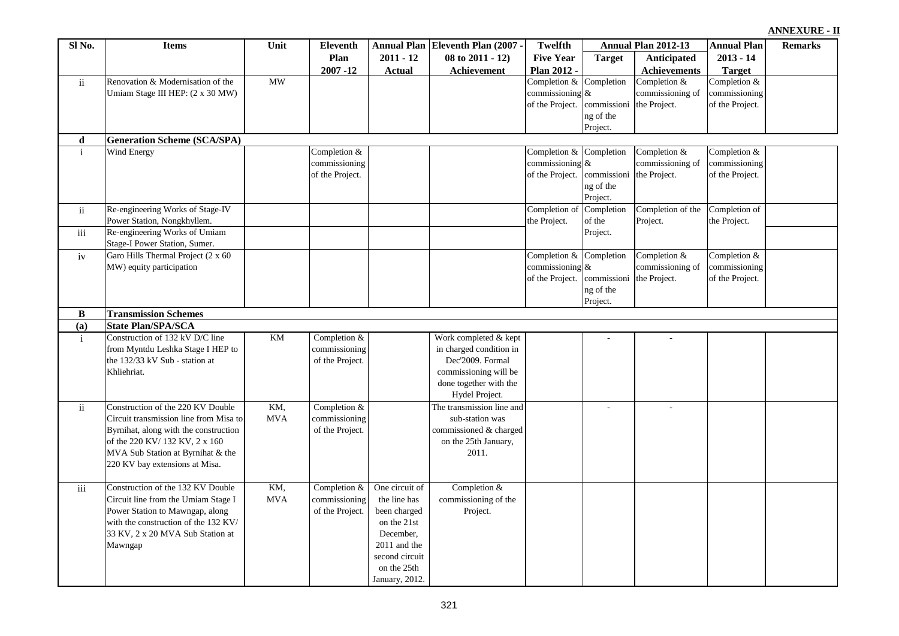**ANNEXURE - II**

| Sl No. | Items | Unit | Eleventh Plan 2007 -12 | Annual Plan 2011 - 12 Actual | Eleventh Plan (2007 - 08 to 2011 - 12) Achievement | Twelfth Five Year Plan 2012 - | Annual Plan 2012-13 | | Annual Plan 2013 - 14 Target | Remarks |
|---|---|---|---|---|---|---|---|---|---|---|
| | | | | | | | Target | Anticipated Achievements | | |
| ii | Renovation & Modernisation of the Umiam Stage III HEP: (2 x 30 MW) | MW | | | | Completion & commissioning of the Project. | Completion & commissioning of the Project. | Completion & commissioning of the Project. | Completion & commissioning of the Project. | |
| **d** | **Generation Scheme (SCA/SPA)** | | | | | | | | | |
| i | Wind Energy | | Completion & commissioning of the Project. | | | Completion & commissioning of the Project. | Completion & commissioning of the Project. | Completion & commissioning of the Project. | Completion & commissioning of the Project. | |
| ii | Re-engineering Works of Stage-IV Power Station, Nongkhyllem. | | | | | Completion of the Project. | Completion of the Project. | Completion of the Project. | Completion of the Project. | |
| iii | Re-engineering Works of Umiam Stage-I Power Station, Sumer. | | | | | | | | | |
| iv | Garo Hills Thermal Project (2 x 60 MW) equity participation | | | | | Completion & commissioning of the Project. | Completion & commissioning of the Project. | Completion & commissioning of the Project. | Completion & commissioning of the Project. | |
| **B** | **Transmission Schemes** | | | | | | | | | |
| **(a)** | **State Plan/SPA/SCA** | | | | | | | | | |
| i | Construction of 132 kV D/C line from Myntdu Leshka Stage I HEP to the 132/33 kV Sub - station at Khliehriat. | KM | Completion & commissioning of the Project. | | Work completed & kept in charged condition in Dec'2009. Formal commissioning will be done together with the Hydel Project. | | - | - | | |
| ii | Construction of the 220 KV Double Circuit transmission line from Misa to Byrnihat, along with the construction of the 220 KV/ 132 KV, 2 x 160 MVA Sub Station at Byrnihat & the 220 KV bay extensions at Misa. | KM, MVA | Completion & commissioning of the Project. | | The transmission line and sub-station was commissioned & charged on the 25th January, 2011. | | - | - | | |
| iii | Construction of the 132 KV Double Circuit line from the Umiam Stage I Power Station to Mawngap, along with the construction of the 132 KV/ 33 KV, 2 x 20 MVA Sub Station at Mawngap | KM, MVA | Completion & commissioning of the Project. | One circuit of the line has been charged on the 21st December, 2011 and the second circuit on the 25th January, 2012. | Completion & commissioning of the Project. | | | | | |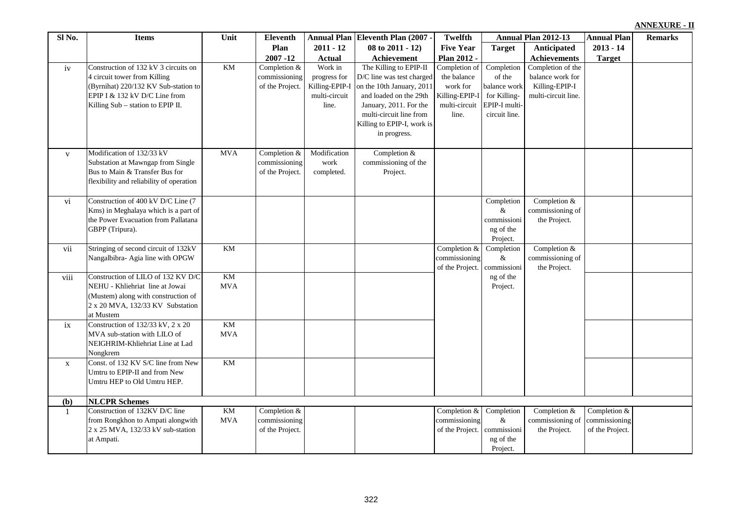**ANNEXURE - II**

| Sl No. | Items | Unit | Eleventh Plan 2007 -12 | Annual Plan 2011 - 12 Actual | Eleventh Plan (2007 - 08 to 2011 - 12) Achievement | Twelfth Five Year Plan 2012 - | Annual Plan 2012-13 | | Annual Plan 2013 - 14 Target | Remarks |
|---|---|---|---|---|---|---|---|---|---|---|
| | | | | | | | Target | Anticipated Achievements | | |
| iv | Construction of 132 kV 3 circuits on 4 circuit tower from Killing (Byrnihat) 220/132 kV Sub-station to EPIP I & 132 kV D/C Line from Killing Sub – station to EPIP II. | KM | Completion & commissioning of the Project. | Work in progress for Killing-EPIP-I multi-circuit line. | The Killing to EPIP-II D/C line was test charged on the 10th January, 2011 and loaded on the 29th January, 2011. For the multi-circuit line from Killing to EPIP-I, work is in progress. | Completion of the balance work for Killing-EPIP-I multi-circuit line. | Completion of the balance work for Killing-EPIP-I multi-circuit line. | Completion of the balance work for Killing-EPIP-I multi-circuit line. | | |
| v | Modification of 132/33 kV Substation at Mawngap from Single Bus to Main & Transfer Bus for flexibility and reliability of operation | MVA | Completion & commissioning of the Project. | Modification work completed. | Completion & commissioning of the Project. | | | | | |
| vi | Construction of 400 kV D/C Line (7 Kms) in Meghalaya which is a part of the Power Evacuation from Pallatana GBPP (Tripura). | | | | | | Completion & commissioning of the Project. | Completion & commissioning of the Project. | | |
| vii | Stringing of second circuit of 132kV Nangalbibra- Agia line with OPGW | KM | | | | Completion & commissioning of the Project. | Completion & commissioning of the Project. | Completion & commissioning of the Project. | | |
| viii | Construction of LILO of 132 KV D/C NEHU - Khliehriat line at Jowai (Mustem) along with construction of 2 x 20 MVA, 132/33 KV Substation at Mustem | KM MVA | | | | | | | | |
| ix | Construction of 132/33 kV, 2 x 20 MVA sub-station with LILO of NEIGHRIM-Khliehriat Line at Lad Nongkrem | KM MVA | | | | | | | | |
| x | Const. of 132 KV S/C line from New Umtru to EPIP-II and from New Umtru HEP to Old Umtru HEP. | KM | | | | | | | | |
| **(b)** | **NLCPR Schemes** | | | | | | | | | |
| 1 | Construction of 132KV D/C line from Rongkhon to Ampati alongwith 2 x 25 MVA, 132/33 kV sub-station at Ampati. | KM MVA | Completion & commissioning of the Project. | | | Completion & commissioning of the Project. | Completion & commissioning of the Project. | Completion & commissioning of the Project. | Completion & commissioning of the Project. | |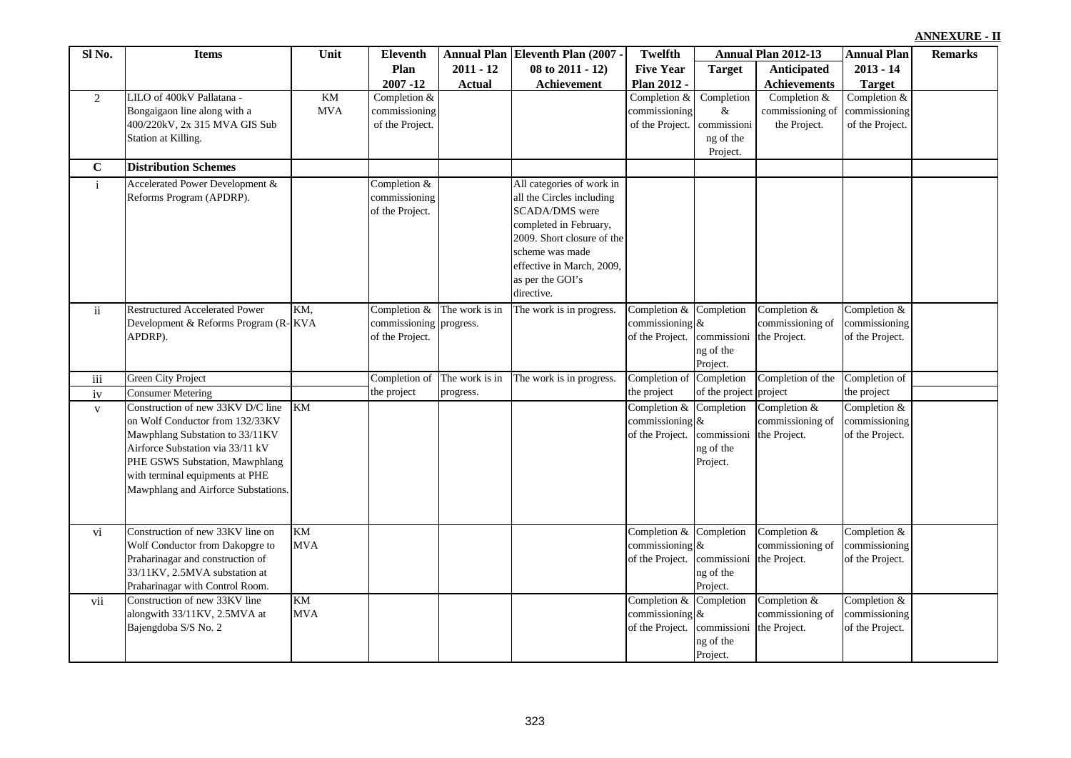**ANNEXURE - II**

| Sl No. | Items | Unit | Eleventh Plan 2007 -12 | Annual Plan 2011 - 12 Actual | Eleventh Plan (2007 - 08 to 2011 - 12) Achievement | Twelfth Five Year Plan 2012 - | Annual Plan 2012-13 | | Annual Plan 2013 - 14 Target | Remarks |
|---|---|---|---|---|---|---|---|---|---|---|
| | | | | | | | Target | Anticipated Achievements | | |
| 2 | LILO of 400kV Pallatana - Bongaigaon line along with a 400/220kV, 2x 315 MVA GIS Sub Station at Killing. | KM MVA | Completion & commissioning of the Project. | | | Completion & commissioning of the Project. | Completion & commissioning of the Project. | Completion & commissioning of the Project. | Completion & commissioning of the Project. | |
| **C** | **Distribution Schemes** | | | | | | | | | |
| i | Accelerated Power Development & Reforms Program (APDRP). | | Completion & commissioning of the Project. | | All categories of work in all the Circles including SCADA/DMS were completed in February, 2009. Short closure of the scheme was made effective in March, 2009, as per the GOI's directive. | | | | | |
| ii | Restructured Accelerated Power Development & Reforms Program (R-APDRP). | KM, KVA | Completion & commissioning of the Project. | The work is in progress. | The work is in progress. | Completion & commissioning of the Project. | Completion & commissioning of the Project. | Completion & commissioning of the Project. | Completion & commissioning of the Project. | |
| iii | Green City Project | | Completion of the project | The work is in progress. | The work is in progress. | Completion of the project | Completion of the project | Completion of the project | Completion of the project | |
| iv | Consumer Metering | | | | | | | | | |
| v | Construction of new 33KV D/C line on Wolf Conductor from 132/33KV Mawphlang Substation to 33/11KV Airforce Substation via 33/11 kV PHE GSWS Substation, Mawphlang with terminal equipments at PHE Mawphlang and Airforce Substations. | KM | | | | Completion & commissioning of the Project. | Completion & commissioning of the Project. | Completion & commissioning of the Project. | Completion & commissioning of the Project. | |
| vi | Construction of new 33KV line on Wolf Conductor from Dakopgre to Praharinagar and construction of 33/11KV, 2.5MVA substation at Praharinagar with Control Room. | KM MVA | | | | Completion & commissioning of the Project. | Completion & commissioning of the Project. | Completion & commissioning of the Project. | Completion & commissioning of the Project. | |
| vii | Construction of new 33KV line alongwith 33/11KV, 2.5MVA at Bajengdoba S/S No. 2 | KM MVA | | | | Completion & commissioning of the Project. | Completion & commissioning of the Project. | Completion & commissioning of the Project. | Completion & commissioning of the Project. | |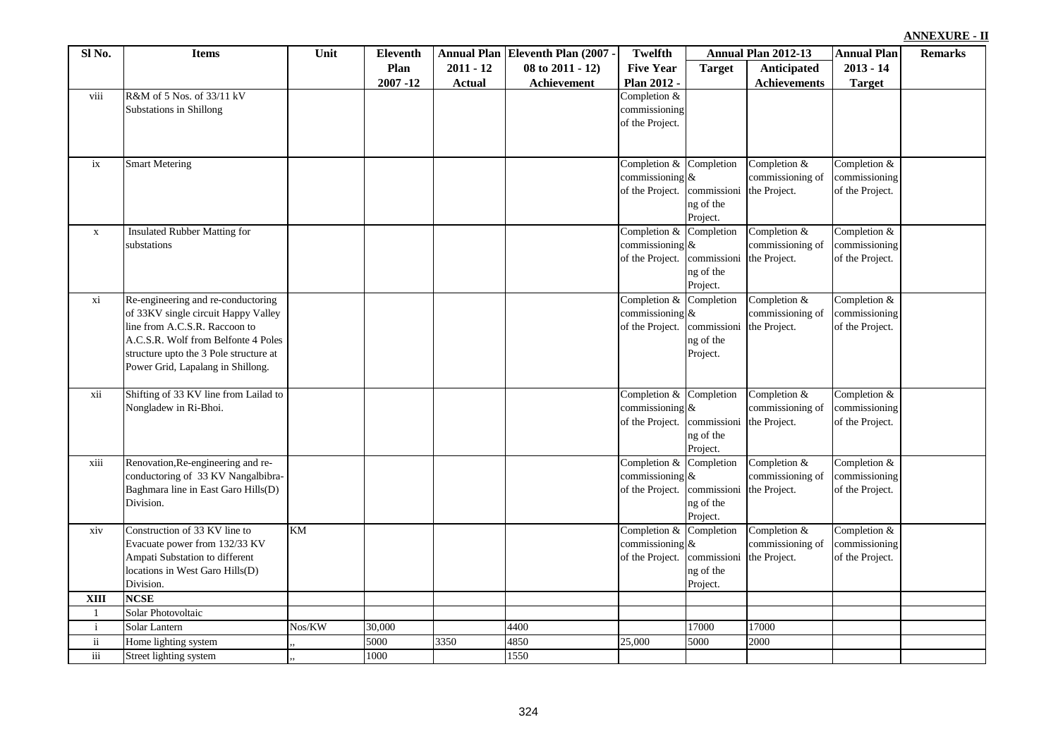**ANNEXURE - II**

| Sl No. | Items | Unit | Eleventh Plan 2007 -12 | Annual Plan 2011 - 12 Actual | Eleventh Plan (2007 - 08 to 2011 - 12) Achievement | Twelfth Five Year Plan 2012 - | Annual Plan 2012-13 | | Annual Plan 2013 - 14 Target | Remarks |
|---|---|---|---|---|---|---|---|---|---|---|
| | | | | | | | Target | Anticipated Achievements | | |
| viii | R&M of 5 Nos. of 33/11 kV Substations in Shillong | | | | | Completion & commissioning of the Project. | | | | |
| ix | Smart Metering | | | | | Completion & commissioning of the Project. | Completion & commissioning of the Project. | Completion & commissioning of the Project. | Completion & commissioning of the Project. | |
| x | Insulated Rubber Matting for substations | | | | | Completion & commissioning of the Project. | Completion & commissioning of the Project. | Completion & commissioning of the Project. | Completion & commissioning of the Project. | |
| xi | Re-engineering and re-conductoring of 33KV single circuit Happy Valley line from A.C.S.R. Raccoon to A.C.S.R. Wolf from Belfonte 4 Poles structure upto the 3 Pole structure at Power Grid, Lapalang in Shillong. | | | | | Completion & commissioning of the Project. | Completion & commissioning of the Project. | Completion & commissioning of the Project. | Completion & commissioning of the Project. | |
| xii | Shifting of 33 KV line from Lailad to Nongladew in Ri-Bhoi. | | | | | Completion & commissioning of the Project. | Completion & commissioning of the Project. | Completion & commissioning of the Project. | Completion & commissioning of the Project. | |
| xiii | Renovation,Re-engineering and re-conductoring of 33 KV Nangalbibra-Baghmara line in East Garo Hills(D) Division. | | | | | Completion & commissioning of the Project. | Completion & commissioning of the Project. | Completion & commissioning of the Project. | Completion & commissioning of the Project. | |
| xiv | Construction of 33 KV line to Evacuate power from 132/33 KV Ampati Substation to different locations in West Garo Hills(D) Division. | KM | | | | Completion & commissioning of the Project. | Completion & commissioning of the Project. | Completion & commissioning of the Project. | Completion & commissioning of the Project. | |
| **XIII** | **NCSE** | | | | | | | | | |
| 1 | Solar Photovoltaic | | | | | | | | | |
| i | Solar Lantern | Nos/KW | 30,000 | | 4400 | | 17000 | 17000 | | |
| ii | Home lighting system | ,, | 5000 | 3350 | 4850 | 25,000 | 5000 | 2000 | | |
| iii | Street lighting system | ,, | 1000 | | 1550 | | | | | |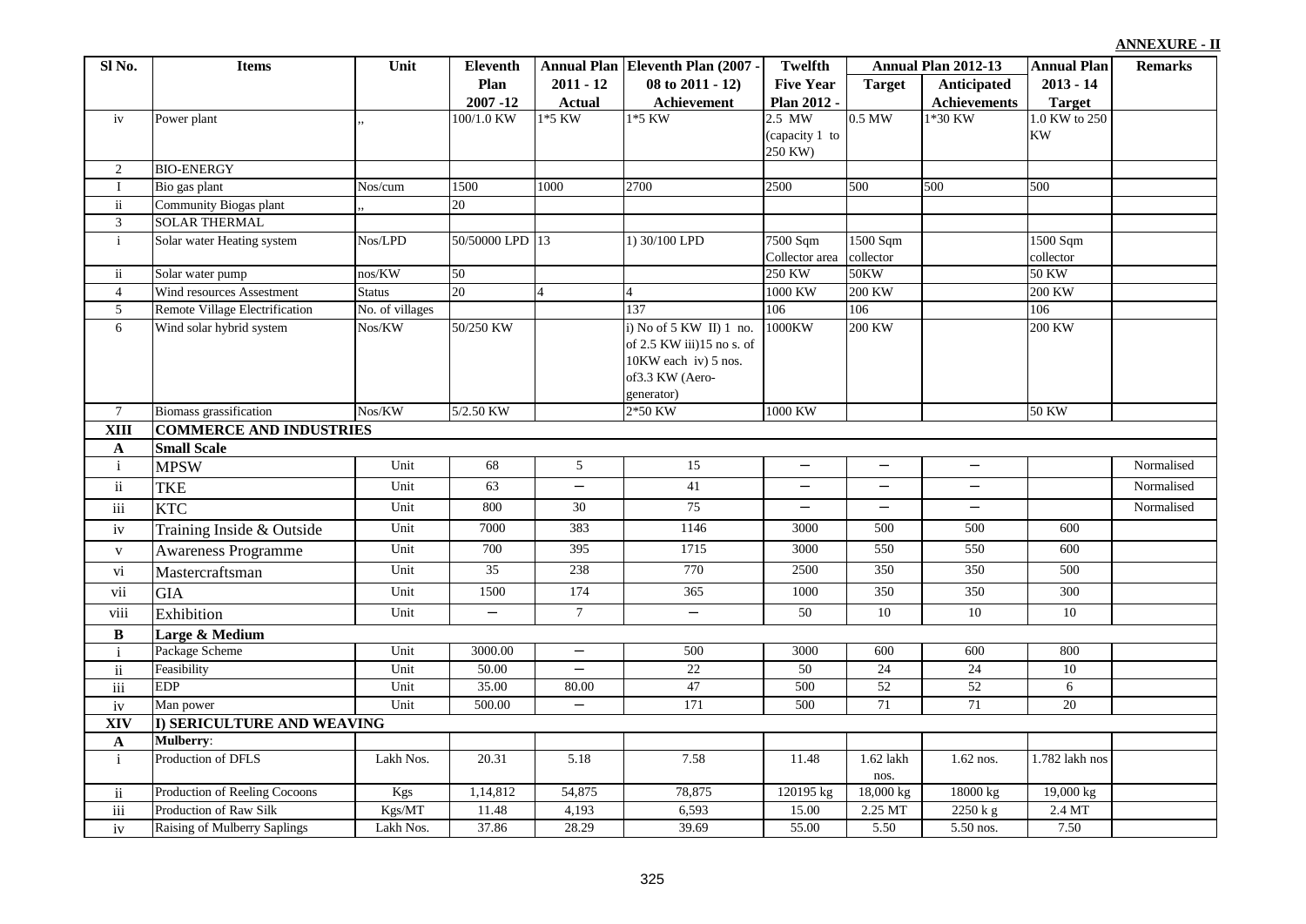**ANNEXURE - II**

| Sl No. | Items | Unit | Eleventh Plan 2007 -12 | Annual Plan 2011 - 12 Actual | Eleventh Plan (2007 - 08 to 2011 - 12) Achievement | Twelfth Five Year Plan 2012 - | Annual Plan 2012-13 Target | Annual Plan 2012-13 Anticipated Achievements | Annual Plan 2013 - 14 Target | Remarks |
|---|---|---|---|---|---|---|---|---|---|---|
| iv | Power plant | ,, | 100/1.0 KW | 1*5 KW | 1*5 KW | 2.5 MW (capacity 1 to 250 KW) | 0.5 MW | 1*30 KW | 1.0 KW to 250 KW | |
| 2 | BIO-ENERGY | | | | | | | | | |
| I | Bio gas plant | Nos/cum | 1500 | 1000 | 2700 | 2500 | 500 | 500 | 500 | |
| ii | Community Biogas plant | ,, | 20 | | | | | | | |
| 3 | SOLAR THERMAL | | | | | | | | | |
| i | Solar water Heating system | Nos/LPD | 50/50000 LPD | 13 | 1) 30/100 LPD | 7500 Sqm Collector area | 1500 Sqm collector | | 1500 Sqm collector | |
| ii | Solar water pump | nos/KW | 50 | | | 250 KW | 50KW | | 50 KW | |
| 4 | Wind resources Assestment | Status | 20 | 4 | 4 | 1000 KW | 200 KW | | 200 KW | |
| 5 | Remote Village Electrification | No. of villages | | | 137 | 106 | 106 | | 106 | |
| 6 | Wind solar hybrid system | Nos/KW | 50/250 KW | | i) No of 5 KW II) 1 no. of 2.5 KW iii)15 no s. of 10KW each iv) 5 nos. of3.3 KW (Aero-generator) | 1000KW | 200 KW | | 200 KW | |
| 7 | Biomass grassification | Nos/KW | 5/2.50 KW | | 2*50 KW | 1000 KW | | | 50 KW | |
| **XIII** | **COMMERCE AND INDUSTRIES** | | | | | | | | | |
| **A** | **Small Scale** | | | | | | | | | |
| i | MPSW | Unit | 68 | 5 | 15 | – | – | – | | Normalised |
| ii | TKE | Unit | 63 | – | 41 | – | – | – | | Normalised |
| iii | KTC | Unit | 800 | 30 | 75 | – | – | – | | Normalised |
| iv | Training Inside & Outside | Unit | 7000 | 383 | 1146 | 3000 | 500 | 500 | 600 | |
| v | Awareness Programme | Unit | 700 | 395 | 1715 | 3000 | 550 | 550 | 600 | |
| vi | Mastercraftsman | Unit | 35 | 238 | 770 | 2500 | 350 | 350 | 500 | |
| vii | GIA | Unit | 1500 | 174 | 365 | 1000 | 350 | 350 | 300 | |
| viii | Exhibition | Unit | – | 7 | – | 50 | 10 | 10 | 10 | |
| **B** | **Large & Medium** | | | | | | | | | |
| i | Package Scheme | Unit | 3000.00 | – | 500 | 3000 | 600 | 600 | 800 | |
| ii | Feasibility | Unit | 50.00 | – | 22 | 50 | 24 | 24 | 10 | |
| iii | EDP | Unit | 35.00 | 80.00 | 47 | 500 | 52 | 52 | 6 | |
| iv | Man power | Unit | 500.00 | – | 171 | 500 | 71 | 71 | 20 | |
| **XIV** | **I) SERICULTURE AND WEAVING** | | | | | | | | | |
| **A** | **Mulberry**: | | | | | | | | | |
| i | Production of DFLS | Lakh Nos. | 20.31 | 5.18 | 7.58 | 11.48 | 1.62 lakh nos. | 1.62 nos. | 1.782 lakh nos | |
| ii | Production of Reeling Cocoons | Kgs | 1,14,812 | 54,875 | 78,875 | 120195 kg | 18,000 kg | 18000 kg | 19,000 kg | |
| iii | Production of Raw Silk | Kgs/MT | 11.48 | 4,193 | 6,593 | 15.00 | 2.25 MT | 2250 k g | 2.4 MT | |
| iv | Raising of Mulberry Saplings | Lakh Nos. | 37.86 | 28.29 | 39.69 | 55.00 | 5.50 | 5.50 nos. | 7.50 | |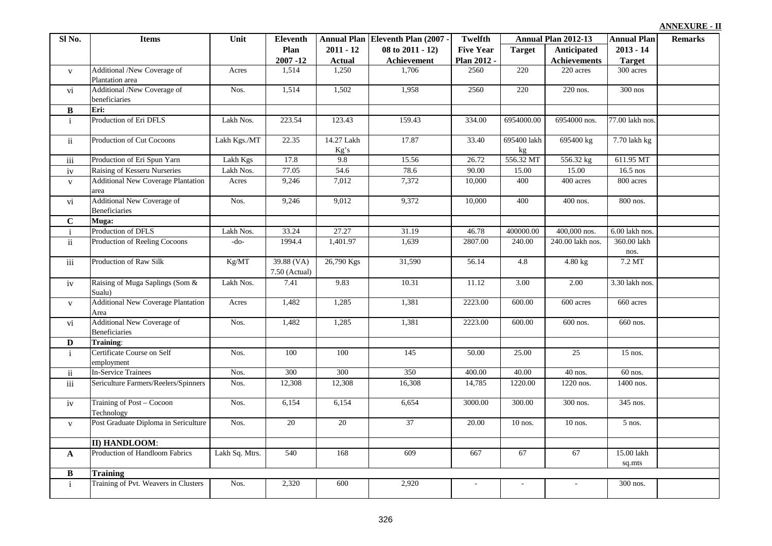**ANNEXURE - II**

| Sl No. | Items | Unit | Eleventh Plan 2007 -12 | Annual Plan 2011 - 12 Actual | Eleventh Plan (2007 - 08 to 2011 - 12) Achievement | Twelfth Five Year Plan 2012 - | Annual Plan 2012-13 | | Annual Plan 2013 - 14 Target | Remarks |
|---|---|---|---|---|---|---|---|---|---|---|
| | | | | | | | Target | Anticipated Achievements | | |
| v | Additional /New Coverage of Plantation area | Acres | 1,514 | 1,250 | 1,706 | 2560 | 220 | 220 acres | 300 acres | |
| vi | Additional /New Coverage of beneficiaries | Nos. | 1,514 | 1,502 | 1,958 | 2560 | 220 | 220 nos. | 300 nos | |
| **B** | **Eri:** | | | | | | | | | |
| i | Production of Eri DFLS | Lakh Nos. | 223.54 | 123.43 | 159.43 | 334.00 | 6954000.00 | 6954000 nos. | 77.00 lakh nos. | |
| ii | Production of Cut Cocoons | Lakh Kgs./MT | 22.35 | 14.27 Lakh Kg's | 17.87 | 33.40 | 695400 lakh kg | 695400 kg | 7.70 lakh kg | |
| iii | Production of Eri Spun Yarn | Lakh Kgs | 17.8 | 9.8 | 15.56 | 26.72 | 556.32 MT | 556.32 kg | 611.95 MT | |
| iv | Raising of Kesseru Nurseries | Lakh Nos. | 77.05 | 54.6 | 78.6 | 90.00 | 15.00 | 15.00 | 16.5 nos | |
| v | Additional New Coverage Plantation area | Acres | 9,246 | 7,012 | 7,372 | 10,000 | 400 | 400 acres | 800 acres | |
| vi | Additional New Coverage of Beneficiaries | Nos. | 9,246 | 9,012 | 9,372 | 10,000 | 400 | 400 nos. | 800 nos. | |
| **C** | **Muga:** | | | | | | | | | |
| i | Production of DFLS | Lakh Nos. | 33.24 | 27.27 | 31.19 | 46.78 | 400000.00 | 400,000 nos. | 6.00 lakh nos. | |
| ii | Production of Reeling Cocoons | -do- | 1994.4 | 1,401.97 | 1,639 | 2807.00 | 240.00 | 240.00 lakh nos. | 360.00 lakh nos. | |
| iii | Production of Raw Silk | Kg/MT | 39.88 (VA) 7.50 (Actual) | 26,790 Kgs | 31,590 | 56.14 | 4.8 | 4.80 kg | 7.2 MT | |
| iv | Raising of Muga Saplings (Som & Sualu) | Lakh Nos. | 7.41 | 9.83 | 10.31 | 11.12 | 3.00 | 2.00 | 3.30 lakh nos. | |
| v | Additional New Coverage Plantation Area | Acres | 1,482 | 1,285 | 1,381 | 2223.00 | 600.00 | 600 acres | 660 acres | |
| vi | Additional New Coverage of Beneficiaries | Nos. | 1,482 | 1,285 | 1,381 | 2223.00 | 600.00 | 600 nos. | 660 nos. | |
| **D** | **Training**: | | | | | | | | | |
| i | Certificate Course on Self employment | Nos. | 100 | 100 | 145 | 50.00 | 25.00 | 25 | 15 nos. | |
| ii | In-Service Trainees | Nos. | 300 | 300 | 350 | 400.00 | 40.00 | 40 nos. | 60 nos. | |
| iii | Sericulture Farmers/Reelers/Spinners | Nos. | 12,308 | 12,308 | 16,308 | 14,785 | 1220.00 | 1220 nos. | 1400 nos. | |
| iv | Training of Post – Cocoon Technology | Nos. | 6,154 | 6,154 | 6,654 | 3000.00 | 300.00 | 300 nos. | 345 nos. | |
| v | Post Graduate Diploma in Sericulture | Nos. | 20 | 20 | 37 | 20.00 | 10 nos. | 10 nos. | 5 nos. | |
| | **II) HANDLOOM**: | | | | | | | | | |
| **A** | Production of Handloom Fabrics | Lakh Sq. Mtrs. | 540 | 168 | 609 | 667 | 67 | 67 | 15.00 lakh sq.mts | |
| **B** | **Training** | | | | | | | | | |
| i | Training of Pvt. Weavers in Clusters | Nos. | 2,320 | 600 | 2,920 | - | - | - | 300 nos. | |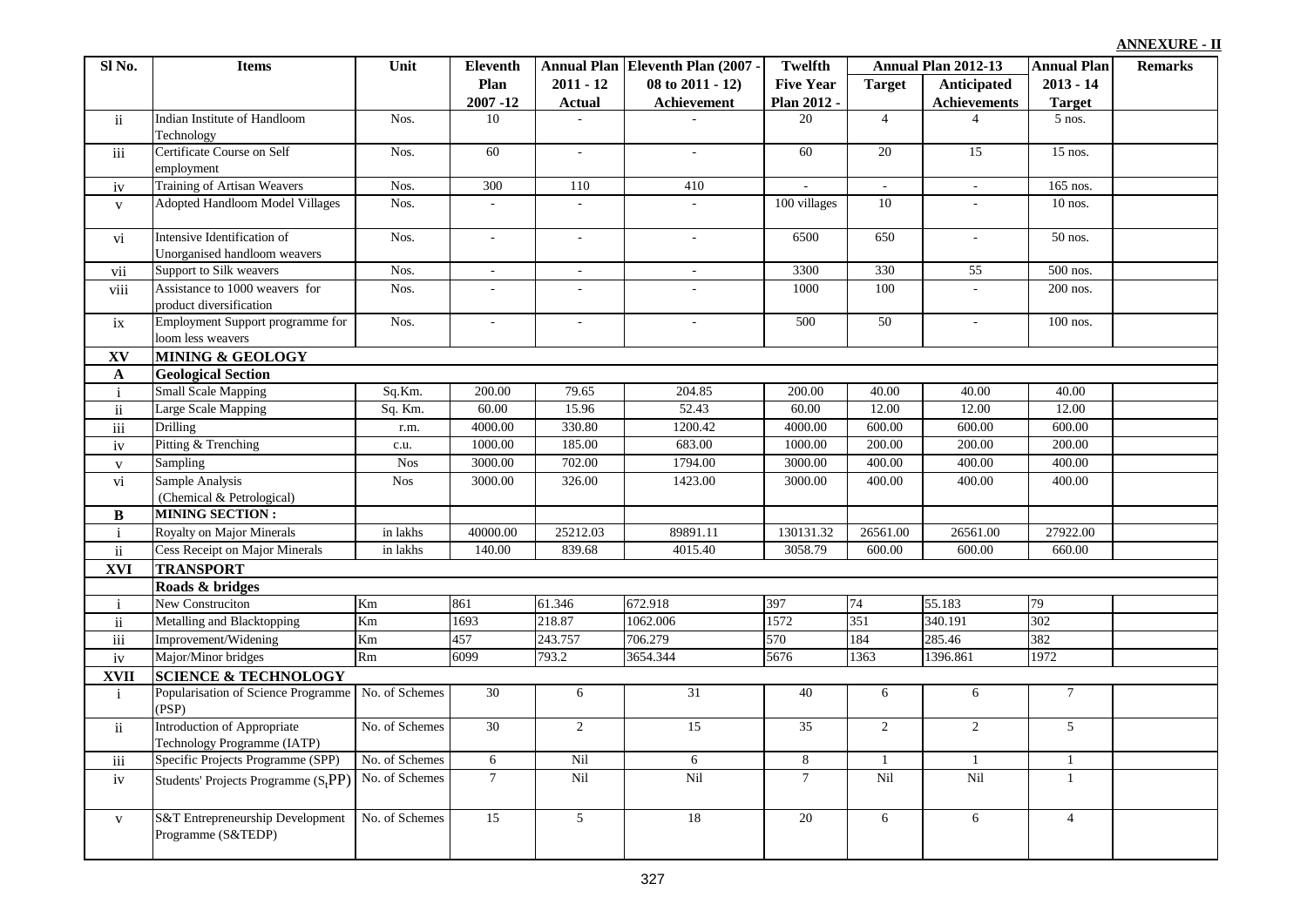**ANNEXURE - II**

| Sl No. | Items | Unit | Eleventh Plan 2007 -12 | Annual Plan 2011 - 12 Actual | Eleventh Plan (2007 - 08 to 2011 - 12) Achievement | Twelfth Five Year Plan 2012 - | Annual Plan 2012-13 | | Annual Plan 2013 - 14 Target | Remarks |
|---|---|---|---|---|---|---|---|---|---|---|
| | | | | | | | Target | Anticipated Achievements | | |
| ii | Indian Institute of Handloom Technology | Nos. | 10 | - | - | 20 | 4 | 4 | 5 nos. | |
| iii | Certificate Course on Self employment | Nos. | 60 | - | - | 60 | 20 | 15 | 15 nos. | |
| iv | Training of Artisan Weavers | Nos. | 300 | 110 | 410 | - | - | - | 165 nos. | |
| v | Adopted Handloom Model Villages | Nos. | - | - | - | 100 villages | 10 | - | 10 nos. | |
| vi | Intensive Identification of Unorganised handloom weavers | Nos. | - | - | - | 6500 | 650 | - | 50 nos. | |
| vii | Support to Silk weavers | Nos. | - | - | - | 3300 | 330 | 55 | 500 nos. | |
| viii | Assistance to 1000 weavers for product diversification | Nos. | - | - | - | 1000 | 100 | - | 200 nos. | |
| ix | Employment Support programme for loom less weavers | Nos. | - | - | - | 500 | 50 | - | 100 nos. | |
| **XV** | **MINING & GEOLOGY** | | | | | | | | | |
| **A** | **Geological Section** | | | | | | | | | |
| i | Small Scale Mapping | Sq.Km. | 200.00 | 79.65 | 204.85 | 200.00 | 40.00 | 40.00 | 40.00 | |
| ii | Large Scale Mapping | Sq. Km. | 60.00 | 15.96 | 52.43 | 60.00 | 12.00 | 12.00 | 12.00 | |
| iii | Drilling | r.m. | 4000.00 | 330.80 | 1200.42 | 4000.00 | 600.00 | 600.00 | 600.00 | |
| iv | Pitting & Trenching | c.u. | 1000.00 | 185.00 | 683.00 | 1000.00 | 200.00 | 200.00 | 200.00 | |
| v | Sampling | Nos | 3000.00 | 702.00 | 1794.00 | 3000.00 | 400.00 | 400.00 | 400.00 | |
| vi | Sample Analysis (Chemical & Petrological) | Nos | 3000.00 | 326.00 | 1423.00 | 3000.00 | 400.00 | 400.00 | 400.00 | |
| **B** | **MINING SECTION :** | | | | | | | | | |
| i | Royalty on Major Minerals | in lakhs | 40000.00 | 25212.03 | 89891.11 | 130131.32 | 26561.00 | 26561.00 | 27922.00 | |
| ii | Cess Receipt on Major Minerals | in lakhs | 140.00 | 839.68 | 4015.40 | 3058.79 | 600.00 | 600.00 | 660.00 | |
| **XVI** | **TRANSPORT** | | | | | | | | | |
| | **Roads & bridges** | | | | | | | | | |
| i | New Construciton | Km | 861 | 61.346 | 672.918 | 397 | 74 | 55.183 | 79 | |
| ii | Metalling and Blacktopping | Km | 1693 | 218.87 | 1062.006 | 1572 | 351 | 340.191 | 302 | |
| iii | Improvement/Widening | Km | 457 | 243.757 | 706.279 | 570 | 184 | 285.46 | 382 | |
| iv | Major/Minor bridges | Rm | 6099 | 793.2 | 3654.344 | 5676 | 1363 | 1396.861 | 1972 | |
| **XVII** | **SCIENCE & TECHNOLOGY** | | | | | | | | | |
| i | Popularisation of Science Programme (PSP) | No. of Schemes | 30 | 6 | 31 | 40 | 6 | 6 | 7 | |
| ii | Introduction of Appropriate Technology Programme (IATP) | No. of Schemes | 30 | 2 | 15 | 35 | 2 | 2 | 5 | |
| iii | Specific Projects Programme (SPP) | No. of Schemes | 6 | Nil | 6 | 8 | 1 | 1 | 1 | |
| iv | Students' Projects Programme ($S_t$PP) | No. of Schemes | 7 | Nil | Nil | 7 | Nil | Nil | 1 | |
| v | S&T Entrepreneurship Development Programme (S&TEDP) | No. of Schemes | 15 | 5 | 18 | 20 | 6 | 6 | 4 | |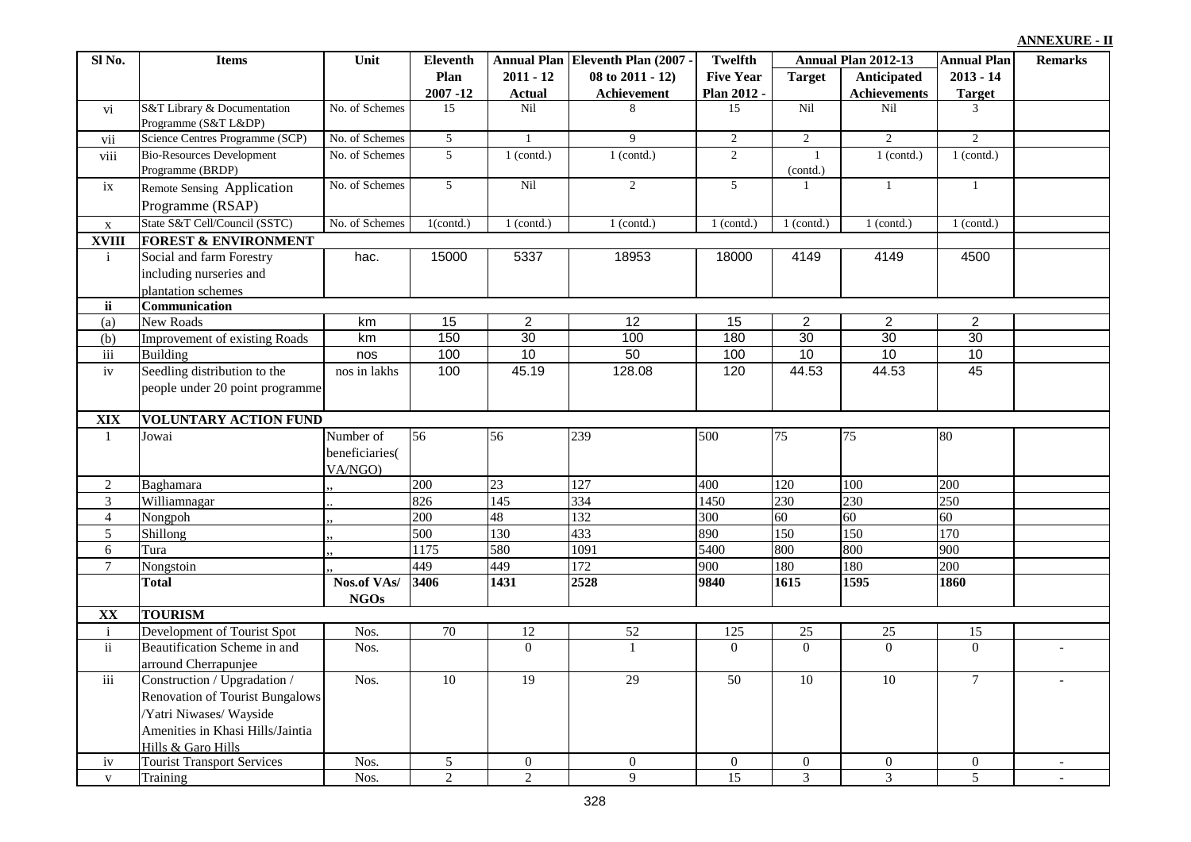**ANNEXURE - II**

| Sl No. | Items | Unit | Eleventh Plan 2007 -12 | Annual Plan 2011 - 12 Actual | Eleventh Plan (2007 - 08 to 2011 - 12) Achievement | Twelfth Five Year Plan 2012 - | Annual Plan 2012-13 | | Annual Plan 2013 - 14 Target | Remarks |
|---|---|---|---|---|---|---|---|---|---|---|
| | | | | | | | Target | Anticipated Achievements | | |
| vi | S&T Library & Documentation Programme (S&T L&DP) | No. of Schemes | 15 | Nil | 8 | 15 | Nil | Nil | 3 | |
| vii | Science Centres Programme (SCP) | No. of Schemes | 5 | 1 | 9 | 2 | 2 | 2 | 2 | |
| viii | Bio-Resources Development Programme (BRDP) | No. of Schemes | 5 | 1 (contd.) | 1 (contd.) | 2 | 1 (contd.) | 1 (contd.) | 1 (contd.) | |
| ix | Remote Sensing Application Programme (RSAP) | No. of Schemes | 5 | Nil | 2 | 5 | 1 | 1 | 1 | |
| x | State S&T Cell/Council (SSTC) | No. of Schemes | 1(contd.) | 1 (contd.) | 1 (contd.) | 1 (contd.) | 1 (contd.) | 1 (contd.) | 1 (contd.) | |
| **XVIII** | **FOREST & ENVIRONMENT** | | | | | | | | | |
| i | Social and farm Forestry including nurseries and plantation schemes | hac. | 15000 | 5337 | 18953 | 18000 | 4149 | 4149 | 4500 | |
| **ii** | **Communication** | | | | | | | | | |
| (a) | New Roads | km | 15 | 2 | 12 | 15 | 2 | 2 | 2 | |
| (b) | Improvement of existing Roads | km | 150 | 30 | 100 | 180 | 30 | 30 | 30 | |
| iii | Building | nos | 100 | 10 | 50 | 100 | 10 | 10 | 10 | |
| iv | Seedling distribution to the people under 20 point programme | nos in lakhs | 100 | 45.19 | 128.08 | 120 | 44.53 | 44.53 | 45 | |
| **XIX** | **VOLUNTARY ACTION FUND** | | | | | | | | | |
| 1 | Jowai | Number of beneficiaries( VA/NGO) | 56 | 56 | 239 | 500 | 75 | 75 | 80 | |
| 2 | Baghamara | ,, | 200 | 23 | 127 | 400 | 120 | 100 | 200 | |
| 3 | Williamnagar | .. | 826 | 145 | 334 | 1450 | 230 | 230 | 250 | |
| 4 | Nongpoh | ,, | 200 | 48 | 132 | 300 | 60 | 60 | 60 | |
| 5 | Shillong | ,, | 500 | 130 | 433 | 890 | 150 | 150 | 170 | |
| 6 | Tura | ,, | 1175 | 580 | 1091 | 5400 | 800 | 800 | 900 | |
| 7 | Nongstoin | ,, | 449 | 449 | 172 | 900 | 180 | 180 | 200 | |
| | **Total** | **Nos.of VAs/ NGOs** | **3406** | **1431** | **2528** | **9840** | **1615** | **1595** | **1860** | |
| **XX** | **TOURISM** | | | | | | | | | |
| i | Development of Tourist Spot | Nos. | 70 | 12 | 52 | 125 | 25 | 25 | 15 | |
| ii | Beautification Scheme in and arround Cherrapunjee | Nos. | | 0 | 1 | 0 | 0 | 0 | 0 | - |
| iii | Construction / Upgradation / Renovation of Tourist Bungalows /Yatri Niwases/ Wayside Amenities in Khasi Hills/Jaintia Hills & Garo Hills | Nos. | 10 | 19 | 29 | 50 | 10 | 10 | 7 | - |
| iv | Tourist Transport Services | Nos. | 5 | 0 | 0 | 0 | 0 | 0 | 0 | - |
| v | Training | Nos. | 2 | 2 | 9 | 15 | 3 | 3 | 5 | - |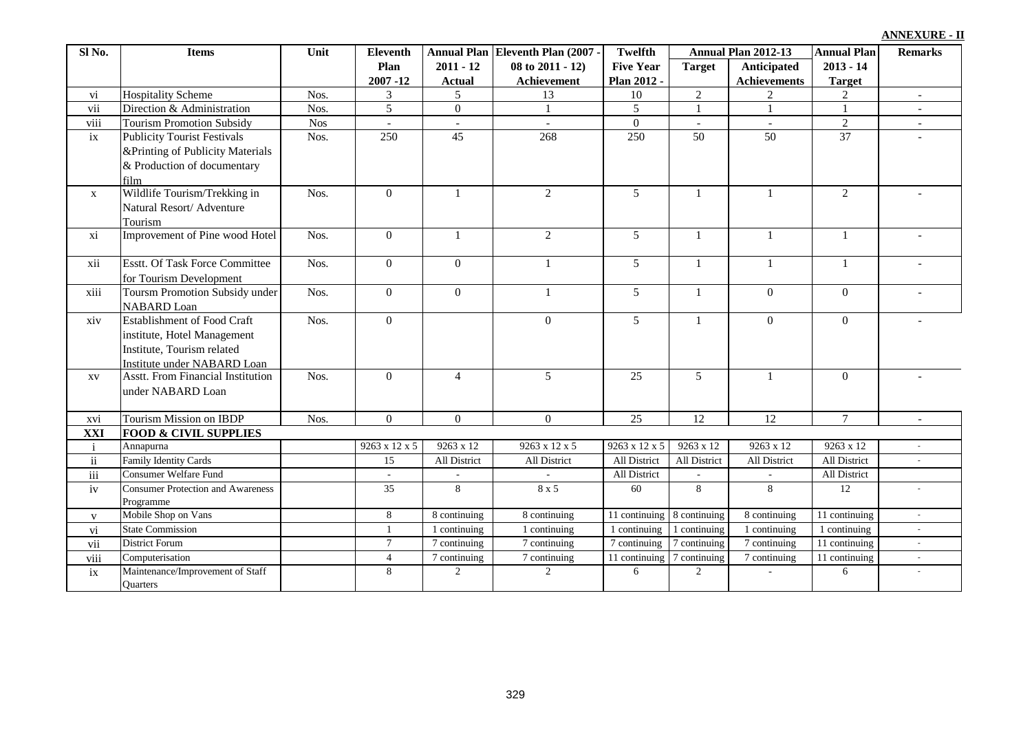**ANNEXURE - II**

| Sl No. | Items | Unit | Eleventh Plan 2007 -12 | Annual Plan 2011 - 12 Actual | Eleventh Plan (2007 - 08 to 2011 - 12) Achievement | Twelfth Five Year Plan 2012 - | Annual Plan 2012-13 | | Annual Plan 2013 - 14 Target | Remarks |
|---|---|---|---|---|---|---|---|---|---|---|
| | | | | | | | Target | Anticipated Achievements | | |
| vi | Hospitality Scheme | Nos. | 3 | 5 | 13 | 10 | 2 | 2 | 2 | - |
| vii | Direction & Administration | Nos. | 5 | 0 | 1 | 5 | 1 | 1 | 1 | - |
| viii | Tourism Promotion Subsidy | Nos | - | - | - | 0 | - | - | 2 | - |
| ix | Publicity Tourist Festivals &Printing of Publicity Materials & Production of documentary film | Nos. | 250 | 45 | 268 | 250 | 50 | 50 | 37 | - |
| x | Wildlife Tourism/Trekking in Natural Resort/ Adventure Tourism | Nos. | 0 | 1 | 2 | 5 | 1 | 1 | 2 | - |
| xi | Improvement of Pine wood Hotel | Nos. | 0 | 1 | 2 | 5 | 1 | 1 | 1 | - |
| xii | Esstt. Of Task Force Committee for Tourism Development | Nos. | 0 | 0 | 1 | 5 | 1 | 1 | 1 | - |
| xiii | Toursm Promotion Subsidy under NABARD Loan | Nos. | 0 | 0 | 1 | 5 | 1 | 0 | 0 | - |
| xiv | Establishment of Food Craft institute, Hotel Management Institute, Tourism related Institute under NABARD Loan | Nos. | 0 | | 0 | 5 | 1 | 0 | 0 | - |
| xv | Asstt. From Financial Institution under NABARD Loan | Nos. | 0 | 4 | 5 | 25 | 5 | 1 | 0 | - |
| xvi | Tourism Mission on IBDP | Nos. | 0 | 0 | 0 | 25 | 12 | 12 | 7 | - |
| **XXI** | **FOOD & CIVIL SUPPLIES** | | | | | | | | | |
| i | Annapurna | | 9263 x 12 x 5 | 9263 x 12 | 9263 x 12 x 5 | 9263 x 12 x 5 | 9263 x 12 | 9263 x 12 | 9263 x 12 | - |
| ii | Family Identity Cards | | 15 | All District | All District | All District | All District | All District | All District | - |
| iii | Consumer Welfare Fund | | - | - | - | All District | - | - | All District | |
| iv | Consumer Protection and Awareness Programme | | 35 | 8 | 8 x 5 | 60 | 8 | 8 | 12 | - |
| v | Mobile Shop on Vans | | 8 | 8 continuing | 8 continuing | 11 continuing | 8 continuing | 8 continuing | 11 continuing | - |
| vi | State Commission | | 1 | 1 continuing | 1 continuing | 1 continuing | 1 continuing | 1 continuing | 1 continuing | - |
| vii | District Forum | | 7 | 7 continuing | 7 continuing | 7 continuing | 7 continuing | 7 continuing | 11 continuing | - |
| viii | Computerisation | | 4 | 7 continuing | 7 continuing | 11 continuing | 7 continuing | 7 continuing | 11 continuing | - |
| ix | Maintenance/Improvement of Staff Quarters | | 8 | 2 | 2 | 6 | 2 | - | 6 | - |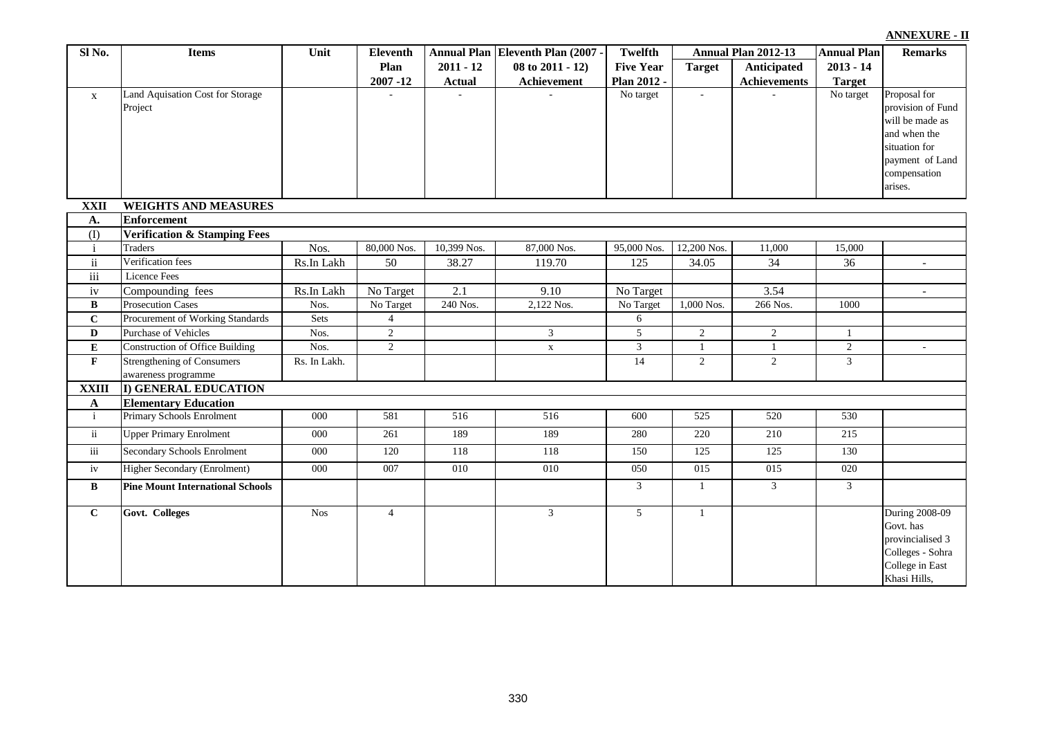**ANNEXURE - II**

| Sl No. | Items | Unit | Eleventh Plan 2007 -12 | Annual Plan 2011 - 12 Actual | Eleventh Plan (2007 - 08 to 2011 - 12) Achievement | Twelfth Five Year Plan 2012 - | Annual Plan 2012-13 | | Annual Plan 2013 - 14 Target | Remarks |
|---|---|---|---|---|---|---|---|---|---|---|
| | | | | | | | Target | Anticipated Achievements | | |
| x | Land Aquisation Cost for Storage Project | | - | - | - | No target | - | - | No target | Proposal for provision of Fund will be made as and when the situation for payment of Land compensation arises. |
| **XXII** | **WEIGHTS AND MEASURES** | | | | | | | | | |
| **A.** | **Enforcement** | | | | | | | | | |
| (I) | **Verification & Stamping Fees** | | | | | | | | | |
| i | Traders | Nos. | 80,000 Nos. | 10,399 Nos. | 87,000 Nos. | 95,000 Nos. | 12,200 Nos. | 11,000 | 15,000 | |
| ii | Verification fees | Rs.In Lakh | 50 | 38.27 | 119.70 | 125 | 34.05 | 34 | 36 | - |
| iii | Licence Fees | | | | | | | | | |
| iv | Compounding fees | Rs.In Lakh | No Target | 2.1 | 9.10 | No Target | | 3.54 | | - |
| **B** | Prosecution Cases | Nos. | No Target | 240 Nos. | 2,122 Nos. | No Target | 1,000 Nos. | 266 Nos. | 1000 | |
| **C** | Procurement of Working Standards | Sets | 4 | | | 6 | | | | |
| **D** | Purchase of Vehicles | Nos. | 2 | | 3 | 5 | 2 | 2 | 1 | |
| **E** | Construction of Office Building | Nos. | 2 | | x | 3 | 1 | 1 | 2 | - |
| **F** | Strengthening of Consumers awareness programme | Rs. In Lakh. | | | | 14 | 2 | 2 | 3 | |
| **XXIII** | **I) GENERAL EDUCATION** | | | | | | | | | |
| **A** | **Elementary Education** | | | | | | | | | |
| i | Primary Schools Enrolment | 000 | 581 | 516 | 516 | 600 | 525 | 520 | 530 | |
| ii | Upper Primary Enrolment | 000 | 261 | 189 | 189 | 280 | 220 | 210 | 215 | |
| iii | Secondary Schools Enrolment | 000 | 120 | 118 | 118 | 150 | 125 | 125 | 130 | |
| iv | Higher Secondary (Enrolment) | 000 | 007 | 010 | 010 | 050 | 015 | 015 | 020 | |
| **B** | **Pine Mount International Schools** | | | | | 3 | 1 | 3 | 3 | |
| **C** | **Govt. Colleges** | Nos | 4 | | 3 | 5 | 1 | | | During 2008-09 Govt. has provincialised 3 Colleges - Sohra College in East Khasi Hills, |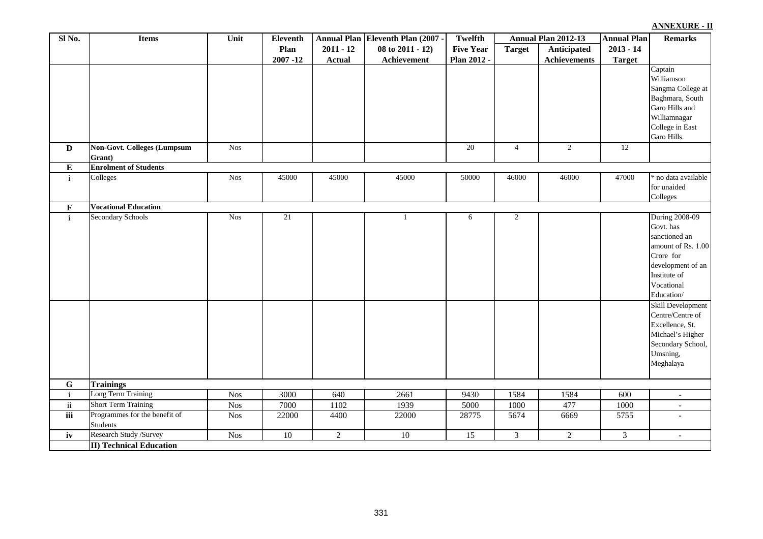**ANNEXURE - II**

| Sl No. | Items | Unit | Eleventh Plan 2007 -12 | Annual Plan 2011 - 12 Actual | Eleventh Plan (2007 - 08 to 2011 - 12) Achievement | Twelfth Five Year Plan 2012 - | Annual Plan 2012-13 | | Annual Plan 2013 - 14 Target | Remarks |
|---|---|---|---|---|---|---|---|---|---|---|
| | | | | | | | Target | Anticipated Achievements | | |
| | | | | | | | | | | Captain Williamson Sangma College at Baghmara, South Garo Hills and Williamnagar College in East Garo Hills. |
| D | **Non-Govt. Colleges (Lumpsum Grant)** | Nos | | | | 20 | 4 | 2 | 12 | |
| E | **Enrolment of Students** | | | | | | | | | |
| i | Colleges | Nos | 45000 | 45000 | 45000 | 50000 | 46000 | 46000 | 47000 | * no data available for unaided Colleges |
| F | **Vocational Education** | | | | | | | | | |
| i | Secondary Schools | Nos | 21 | | 1 | 6 | 2 | | | During 2008-09 Govt. has sanctioned an amount of Rs. 1.00 Crore for development of an Institute of Vocational Education/ |
| | | | | | | | | | | Skill Development Centre/Centre of Excellence, St. Michael's Higher Secondary School, Umsning, Meghalaya |
| G | **Trainings** | | | | | | | | | |
| i | Long Term Training | Nos | 3000 | 640 | 2661 | 9430 | 1584 | 1584 | 600 | - |
| ii | Short Term Training | Nos | 7000 | 1102 | 1939 | 5000 | 1000 | 477 | 1000 | - |
| iii | Programmes for the benefit of Students | Nos | 22000 | 4400 | 22000 | 28775 | 5674 | 6669 | 5755 | - |
| iv | Research Study /Survey | Nos | 10 | 2 | 10 | 15 | 3 | 2 | 3 | - |
| | **II) Technical Education** | | | | | | | | | |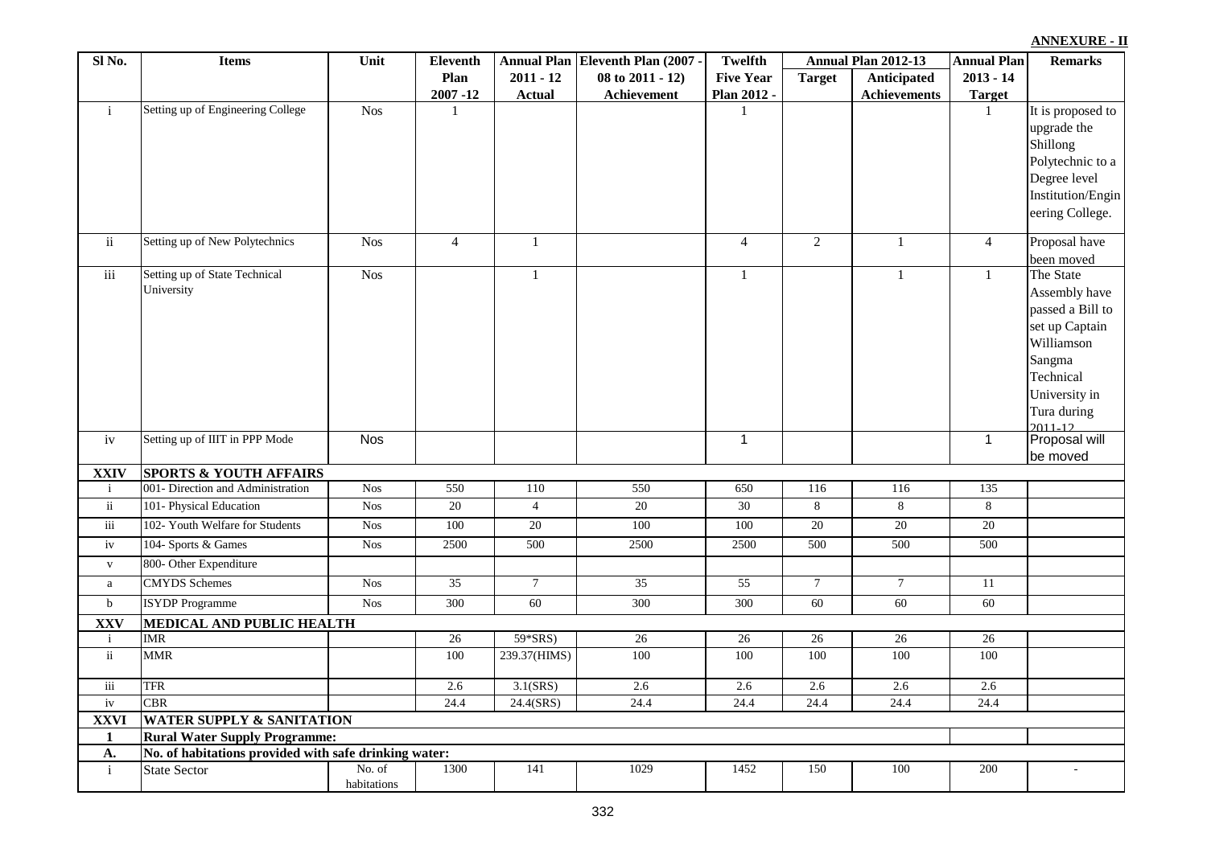**ANNEXURE - II**

| Sl No. | Items | Unit | Eleventh Plan 2007 -12 | Annual Plan 2011 - 12 Actual | Eleventh Plan (2007 - 08 to 2011 - 12) Achievement | Twelfth Five Year Plan 2012 - | Annual Plan 2012-13 | | Annual Plan 2013 - 14 Target | Remarks |
|---|---|---|---|---|---|---|---|---|---|---|
| | | | | | | | Target | Anticipated Achievements | | |
| i | Setting up of Engineering College | Nos | 1 | | | 1 | | | 1 | It is proposed to upgrade the Shillong Polytechnic to a Degree level Institution/Engineering College. |
| ii | Setting up of New Polytechnics | Nos | 4 | 1 | | 4 | 2 | 1 | 4 | Proposal have been moved |
| iii | Setting up of State Technical University | Nos | | 1 | | 1 | | 1 | 1 | The State Assembly have passed a Bill to set up Captain Williamson Sangma Technical University in Tura during 2011-12 |
| iv | Setting up of IIIT in PPP Mode | Nos | | | | 1 | | | 1 | Proposal will be moved |
| **XXIV** | **SPORTS & YOUTH AFFAIRS** | | | | | | | | | |
| i | 001- Direction and Administration | Nos | 550 | 110 | 550 | 650 | 116 | 116 | 135 | |
| ii | 101- Physical Education | Nos | 20 | 4 | 20 | 30 | 8 | 8 | 8 | |
| iii | 102- Youth Welfare for Students | Nos | 100 | 20 | 100 | 100 | 20 | 20 | 20 | |
| iv | 104- Sports & Games | Nos | 2500 | 500 | 2500 | 2500 | 500 | 500 | 500 | |
| v | 800- Other Expenditure | | | | | | | | | |
| a | CMYDS Schemes | Nos | 35 | 7 | 35 | 55 | 7 | 7 | 11 | |
| b | ISYDP Programme | Nos | 300 | 60 | 300 | 300 | 60 | 60 | 60 | |
| **XXV** | **MEDICAL AND PUBLIC HEALTH** | | | | | | | | | |
| i | IMR | | 26 | 59*SRS) | 26 | 26 | 26 | 26 | 26 | |
| ii | MMR | | 100 | 239.37(HIMS) | 100 | 100 | 100 | 100 | 100 | |
| iii | TFR | | 2.6 | 3.1(SRS) | 2.6 | 2.6 | 2.6 | 2.6 | 2.6 | |
| iv | CBR | | 24.4 | 24.4(SRS) | 24.4 | 24.4 | 24.4 | 24.4 | 24.4 | |
| **XXVI** | **WATER SUPPLY & SANITATION** | | | | | | | | | |
| **1** | **Rural Water Supply Programme:** | | | | | | | | | |
| **A.** | **No. of habitations provided with safe drinking water:** | | | | | | | | | |
| i | State Sector | No. of habitations | 1300 | 141 | 1029 | 1452 | 150 | 100 | 200 | - |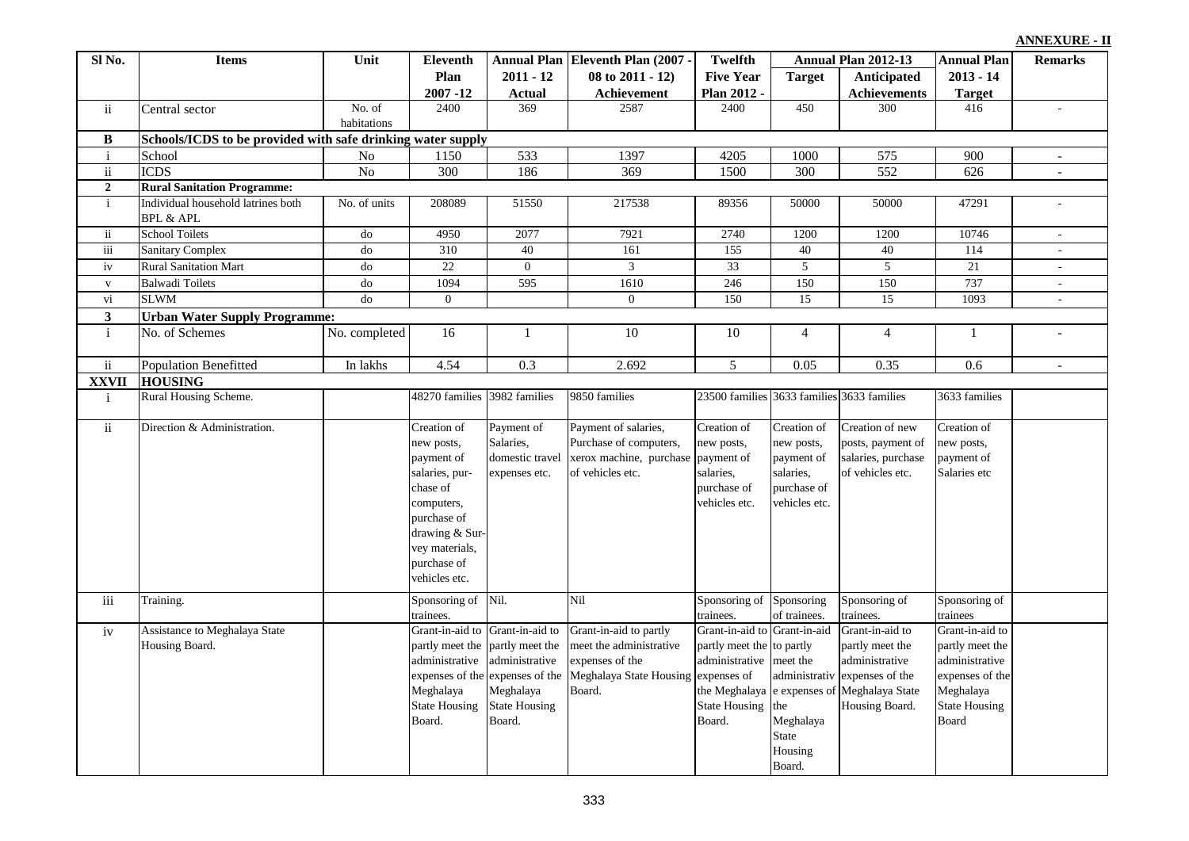**ANNEXURE - II**

| Sl No. | Items | Unit | Eleventh Plan 2007 -12 | Annual Plan 2011 - 12 Actual | Eleventh Plan (2007 - 08 to 2011 - 12) Achievement | Twelfth Five Year Plan 2012 - | Annual Plan 2012-13 | | Annual Plan 2013 - 14 Target | Remarks |
|---|---|---|---|---|---|---|---|---|---|---|
| | | | | | | | Target | Anticipated Achievements | | |
| ii | Central sector | No. of habitations | 2400 | 369 | 2587 | 2400 | 450 | 300 | 416 | - |
| B | Schools/ICDS to be provided with safe drinking water supply | | | | | | | | | |
| i | School | No | 1150 | 533 | 1397 | 4205 | 1000 | 575 | 900 | - |
| ii | ICDS | No | 300 | 186 | 369 | 1500 | 300 | 552 | 626 | - |
| 2 | Rural Sanitation Programme: | | | | | | | | | |
| i | Individual household latrines both BPL & APL | No. of units | 208089 | 51550 | 217538 | 89356 | 50000 | 50000 | 47291 | - |
| ii | School Toilets | do | 4950 | 2077 | 7921 | 2740 | 1200 | 1200 | 10746 | - |
| iii | Sanitary Complex | do | 310 | 40 | 161 | 155 | 40 | 40 | 114 | - |
| iv | Rural Sanitation Mart | do | 22 | 0 | 3 | 33 | 5 | 5 | 21 | - |
| v | Balwadi Toilets | do | 1094 | 595 | 1610 | 246 | 150 | 150 | 737 | - |
| vi | SLWM | do | 0 | | 0 | 150 | 15 | 15 | 1093 | - |
| 3 | Urban Water Supply Programme: | | | | | | | | | |
| i | No. of Schemes | No. completed | 16 | 1 | 10 | 10 | 4 | 4 | 1 | - |
| ii | Population Benefitted | In lakhs | 4.54 | 0.3 | 2.692 | 5 | 0.05 | 0.35 | 0.6 | - |
| XXVII | HOUSING | | | | | | | | | |
| i | Rural Housing Scheme. | | 48270 families | 3982 families | 9850 families | 23500 families | 3633 families | 3633 families | 3633 families | |
| ii | Direction & Administration. | | Creation of new posts, payment of salaries, purchase of computers, purchase of drawing & Survey materials, purchase of vehicles etc. | Payment of Salaries, domestic travel expenses etc. | Payment of salaries, Purchase of computers, xerox machine, purchase of vehicles etc. | Creation of new posts, payment of salaries, purchase of vehicles etc. | Creation of new posts, payment of salaries, purchase of vehicles etc. | Creation of new posts, payment of salaries, purchase of vehicles etc. | Creation of new posts, payment of Salaries etc | |
| iii | Training. | | Sponsoring of trainees. | Nil. | Nil | Sponsoring of trainees. | Sponsoring of trainees. | Sponsoring of trainees. | Sponsoring of trainees | |
| iv | Assistance to Meghalaya State Housing Board. | | Grant-in-aid to partly meet the administrative expenses of the Meghalaya State Housing Board. | Grant-in-aid to partly meet the administrative expenses of the Meghalaya State Housing Board. | Grant-in-aid to partly meet the administrative expenses of the Meghalaya State Housing Board. | Grant-in-aid to partly meet the administrative expenses of the Meghalaya State Housing Board. | Grant-in-aid to partly meet the administrative expenses of the Meghalaya State Housing Board. | Grant-in-aid to partly meet the administrative expenses of the Meghalaya State Housing Board. | Grant-in-aid to partly meet the administrative expenses of the Meghalaya State Housing Board | |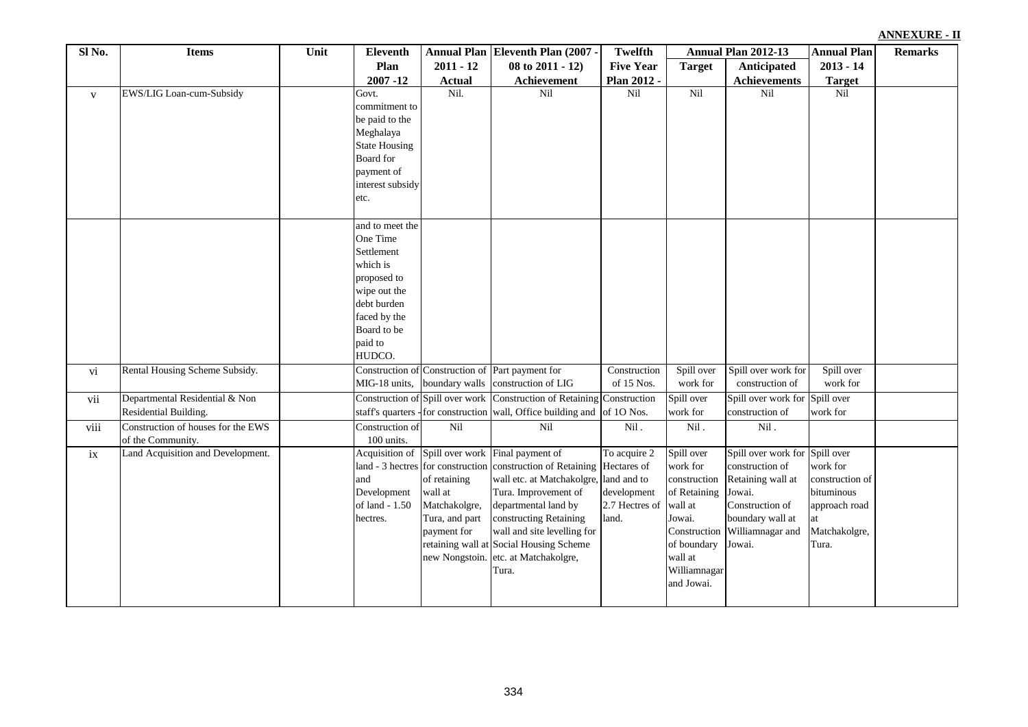**ANNEXURE - II**

| Sl No. | Items | Unit | Eleventh Plan 2007 -12 | Annual Plan 2011 - 12 Actual | Eleventh Plan (2007 - 08 to 2011 - 12) Achievement | Twelfth Five Year Plan 2012 - | Annual Plan 2012-13 | | Annual Plan 2013 - 14 Target | Remarks |
|---|---|---|---|---|---|---|---|---|---|---|
| | | | | | | | Target | Anticipated Achievements | | |
| v | EWS/LIG Loan-cum-Subsidy | | Govt. commitment to be paid to the Meghalaya State Housing Board for payment of interest subsidy etc. | Nil. | Nil | Nil | Nil | Nil | Nil | |
| | | | and to meet the One Time Settlement which is proposed to wipe out the debt burden faced by the Board to be paid to HUDCO. | | | | | | | |
| vi | Rental Housing Scheme Subsidy. | | Construction of MIG-18 units, | Construction of boundary walls | Part payment for construction of LIG | Construction of 15 Nos. | Spill over work for | Spill over work for construction of | Spill over work for | |
| vii | Departmental Residential & Non Residential Building. | | Construction of staff's quarters - | Spill over work for construction | Construction of Retaining wall, Office building and | Construction of 1O Nos. | Spill over work for | Spill over work for construction of | Spill over work for | |
| viii | Construction of houses for the EWS of the Community. | | Construction of 100 units. | Nil | Nil | Nil . | Nil . | Nil . | | |
| ix | Land Acquisition and Development. | | Acquisition of land - 3 hectres and Development of land - 1.50 hectres. | Spill over work for construction of retaining wall at Matchakolgre, Tura, and part payment for retaining wall at new Nongstoin. | Final payment of construction of Retaining wall etc. at Matchakolgre, Tura. Improvement of departmental land by constructing Retaining wall and site levelling for Social Housing Scheme etc. at Matchakolgre, Tura. | To acquire 2 Hectares of land and to development 2.7 Hectres of land. | Spill over work for construction of Retaining wall at Jowai. Construction of boundary wall at Williamnagar and Jowai. | Spill over work for construction of Retaining wall at Jowai. Construction of boundary wall at Williamnagar and Jowai. | Spill over work for construction of bituminous approach road at Matchakolgre, Tura. | |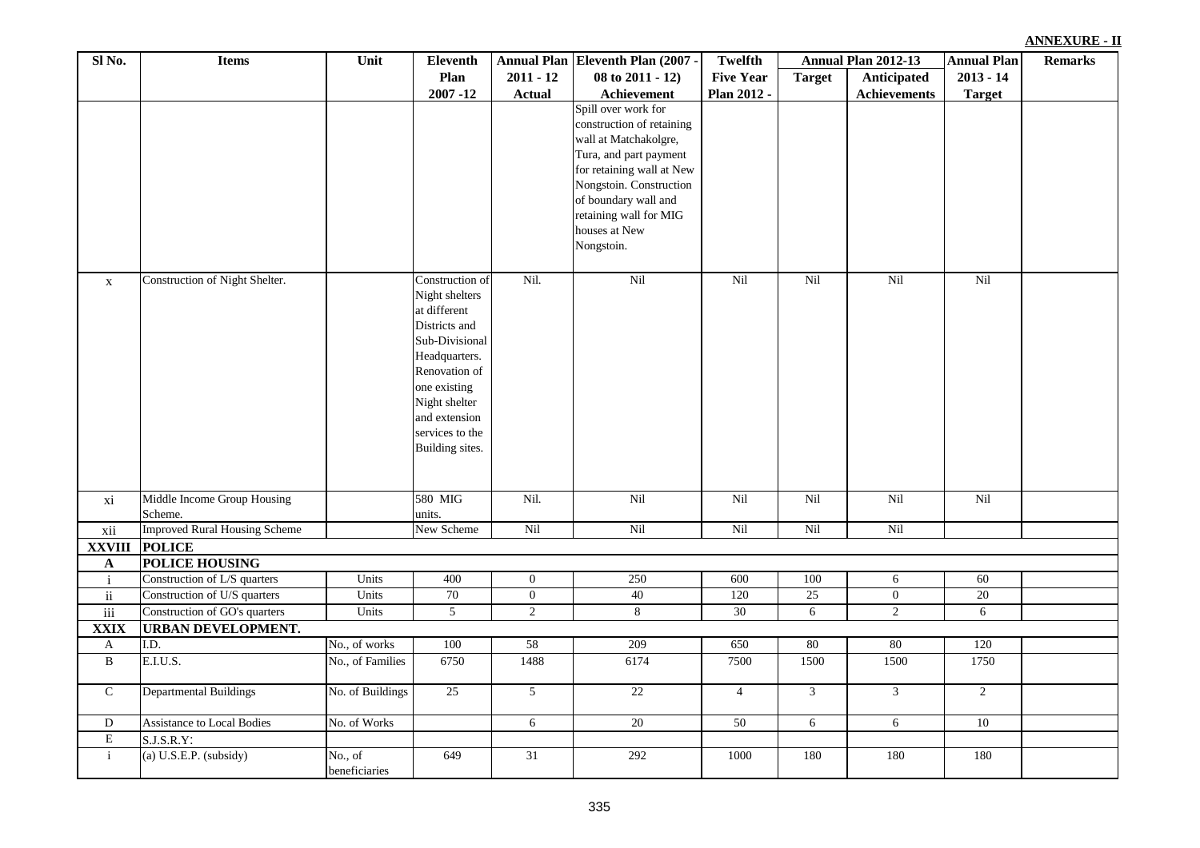**ANNEXURE - II**

| Sl No. | Items | Unit | Eleventh Plan 2007 -12 | Annual Plan 2011 - 12 Actual | Eleventh Plan (2007 - 08 to 2011 - 12) Achievement | Twelfth Five Year Plan 2012 - | Annual Plan 2012-13 | | Annual Plan 2013 - 14 Target | Remarks |
|---|---|---|---|---|---|---|---|---|---|---|
| | | | | | | | Target | Anticipated Achievements | | |
| | | | | | Spill over work for construction of retaining wall at Matchakolgre, Tura, and part payment for retaining wall at New Nongstoin. Construction of boundary wall and retaining wall for MIG houses at New Nongstoin. | | | | | |
| x | Construction of Night Shelter. | | Construction of Night shelters at different Districts and Sub-Divisional Headquarters. Renovation of one existing Night shelter and extension services to the Building sites. | Nil. | Nil | Nil | Nil | Nil | Nil | |
| xi | Middle Income Group Housing Scheme. | | 580 MIG units. | Nil. | Nil | Nil | Nil | Nil | Nil | |
| xii | Improved Rural Housing Scheme | | New Scheme | Nil | Nil | Nil | Nil | Nil | | |
| **XXVIII** | **POLICE** | | | | | | | | | |
| **A** | **POLICE HOUSING** | | | | | | | | | |
| i | Construction of L/S quarters | Units | 400 | 0 | 250 | 600 | 100 | 6 | 60 | |
| ii | Construction of U/S quarters | Units | 70 | 0 | 40 | 120 | 25 | 0 | 20 | |
| iii | Construction of GO's quarters | Units | 5 | 2 | 8 | 30 | 6 | 2 | 6 | |
| **XXIX** | **URBAN DEVELOPMENT.** | | | | | | | | | |
| A | I.D. | No., of works | 100 | 58 | 209 | 650 | 80 | 80 | 120 | |
| B | E.I.U.S. | No., of Families | 6750 | 1488 | 6174 | 7500 | 1500 | 1500 | 1750 | |
| C | Departmental Buildings | No. of Buildings | 25 | 5 | 22 | 4 | 3 | 3 | 2 | |
| D | Assistance to Local Bodies | No. of Works | | 6 | 20 | 50 | 6 | 6 | 10 | |
| E | S.J.S.R.Y: | | | | | | | | | |
| i | (a) U.S.E.P. (subsidy) | No., of beneficiaries | 649 | 31 | 292 | 1000 | 180 | 180 | 180 | |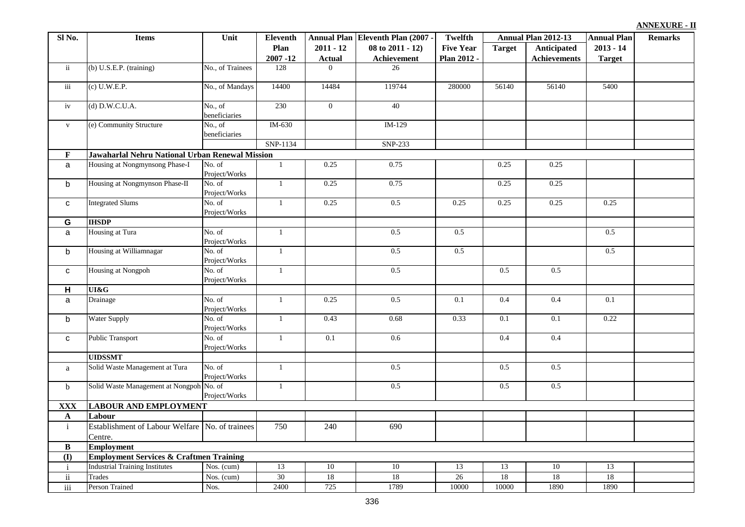**ANNEXURE - II**

| Sl No. | Items | Unit | Eleventh Plan 2007 -12 | Annual Plan 2011 - 12 Actual | Eleventh Plan (2007 - 08 to 2011 - 12) Achievement | Twelfth Five Year Plan 2012 - | Annual Plan 2012-13 | | Annual Plan 2013 - 14 Target | Remarks |
|---|---|---|---|---|---|---|---|---|---|---|
| | | | | | | | Target | Anticipated Achievements | | |
| ii | (b) U.S.E.P. (training) | No., of Trainees | 128 | 0 | 26 | | | | | |
| iii | (c) U.W.E.P. | No., of Mandays | 14400 | 14484 | 119744 | 280000 | 56140 | 56140 | 5400 | |
| iv | (d) D.W.C.U.A. | No., of beneficiaries | 230 | 0 | 40 | | | | | |
| v | (e) Community Structure | No., of beneficiaries | IM-630 | | IM-129 | | | | | |
| | | | SNP-1134 | | SNP-233 | | | | | |
| **F** | **Jawaharlal Nehru National Urban Renewal Mission** | | | | | | | | | |
| a | Housing at Nongmynsong Phase-I | No. of Project/Works | 1 | 0.25 | 0.75 | | 0.25 | 0.25 | | |
| b | Housing at Nongmynson Phase-II | No. of Project/Works | 1 | 0.25 | 0.75 | | 0.25 | 0.25 | | |
| c | Integrated Slums | No. of Project/Works | 1 | 0.25 | 0.5 | 0.25 | 0.25 | 0.25 | 0.25 | |
| **G** | **IHSDP** | | | | | | | | | |
| a | Housing at Tura | No. of Project/Works | 1 | | 0.5 | 0.5 | | | 0.5 | |
| b | Housing at Williamnagar | No. of Project/Works | 1 | | 0.5 | 0.5 | | | 0.5 | |
| c | Housing at Nongpoh | No. of Project/Works | 1 | | 0.5 | | 0.5 | 0.5 | | |
| **H** | **UI&G** | | | | | | | | | |
| a | Drainage | No. of Project/Works | 1 | 0.25 | 0.5 | 0.1 | 0.4 | 0.4 | 0.1 | |
| b | Water Supply | No. of Project/Works | 1 | 0.43 | 0.68 | 0.33 | 0.1 | 0.1 | 0.22 | |
| c | Public Transport | No. of Project/Works | 1 | 0.1 | 0.6 | | 0.4 | 0.4 | | |
| | **UIDSSMT** | | | | | | | | | |
| a | Solid Waste Management at Tura | No. of Project/Works | 1 | | 0.5 | | 0.5 | 0.5 | | |
| b | Solid Waste Management at Nongpoh | No. of Project/Works | 1 | | 0.5 | | 0.5 | 0.5 | | |
| **XXX** | **LABOUR AND EMPLOYMENT** | | | | | | | | | |
| **A** | **Labour** | | | | | | | | | |
| i | Establishment of Labour Welfare Centre. | No. of trainees | 750 | 240 | 690 | | | | | |
| **B** | **Employment** | | | | | | | | | |
| **(I)** | **Employment Services & Craftmen Training** | | | | | | | | | |
| i | Industrial Training Institutes | Nos. (cum) | 13 | 10 | 10 | 13 | 13 | 10 | 13 | |
| ii | Trades | Nos. (cum) | 30 | 18 | 18 | 26 | 18 | 18 | 18 | |
| iii | Person Trained | Nos. | 2400 | 725 | 1789 | 10000 | 10000 | 1890 | 1890 | |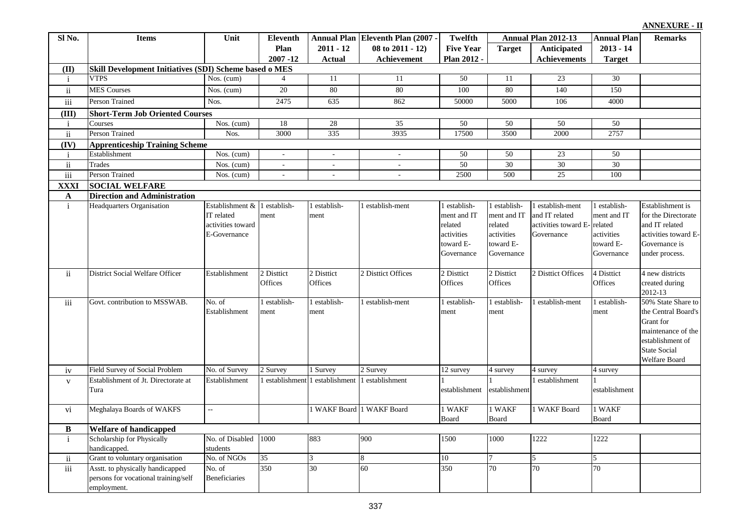**ANNEXURE - II**

| Sl No. | Items | Unit | Eleventh Plan 2007 -12 | Annual Plan 2011 - 12 Actual | Eleventh Plan (2007 - 08 to 2011 - 12) Achievement | Twelfth Five Year Plan 2012 - | Annual Plan 2012-13 | | Annual Plan 2013 - 14 Target | Remarks |
|---|---|---|---|---|---|---|---|---|---|---|
| | | | | | | | Target | Anticipated Achievements | | |
| **(II)** | **Skill Development Initiatives (SDI) Scheme based o MES** | | | | | | | | | |
| i | VTPS | Nos. (cum) | 4 | 11 | 11 | 50 | 11 | 23 | 30 | |
| ii | MES Courses | Nos. (cum) | 20 | 80 | 80 | 100 | 80 | 140 | 150 | |
| iii | Person Trained | Nos. | 2475 | 635 | 862 | 50000 | 5000 | 106 | 4000 | |
| **(III)** | **Short-Term Job Oriented Courses** | | | | | | | | | |
| i | Courses | Nos. (cum) | 18 | 28 | 35 | 50 | 50 | 50 | 50 | |
| ii | Person Trained | Nos. | 3000 | 335 | 3935 | 17500 | 3500 | 2000 | 2757 | |
| **(IV)** | **Apprenticeship Training Scheme** | | | | | | | | | |
| i | Establishment | Nos. (cum) | - | - | - | 50 | 50 | 23 | 50 | |
| ii | Trades | Nos. (cum) | - | - | - | 50 | 30 | 30 | 30 | |
| iii | Person Trained | Nos. (cum) | - | - | - | 2500 | 500 | 25 | 100 | |
| **XXXI** | **SOCIAL WELFARE** | | | | | | | | | |
| **A** | **Direction and Administration** | | | | | | | | | |
| i | Headquarters Organisation | Establishment & IT related activities toward E-Governance | 1 establish-ment | 1 establish-ment | 1 establish-ment | 1 establish-ment and IT related activities toward E-Governance | 1 establish-ment and IT related activities toward E-Governance | 1 establish-ment and IT related activities toward E-Governance | 1 establish-ment and IT related activities toward E-Governance | Establishment is for the Directorate and IT related activities toward E-Governance is under process. |
| ii | District Social Welfare Officer | Establishment | 2 Disttict Offices | 2 Disttict Offices | 2 Disttict Offices | 2 Disttict Offices | 2 Disttict Offices | 2 Disttict Offices | 4 Disttict Offices | 4 new districts created during 2012-13 |
| iii | Govt. contribution to MSSWAB. | No. of Establishment | 1 establish-ment | 1 establish-ment | 1 establish-ment | 1 establish-ment | 1 establish-ment | 1 establish-ment | 1 establish-ment | 50% State Share to the Central Board's Grant for maintenance of the establishment of State Social Welfare Board |
| iv | Field Survey of Social Problem | No. of Survey | 2 Survey | 1 Survey | 2 Survey | 12 survey | 4 survey | 4 survey | 4 survey | |
| v | Establishment of Jt. Directorate at Tura | Establishment | 1 establishment | 1 establishment | 1 establishment | 1 establishment | 1 establishment | 1 establishment | 1 establishment | |
| vi | Meghalaya Boards of WAKFS | -- | | 1 WAKF Board | 1 WAKF Board | 1 WAKF Board | 1 WAKF Board | 1 WAKF Board | 1 WAKF Board | |
| **B** | **Welfare of handicapped** | | | | | | | | | |
| i | Scholarship for Physically handicapped. | No. of Disabled students | 1000 | 883 | 900 | 1500 | 1000 | 1222 | 1222 | |
| ii | Grant to voluntary organisation | No. of NGOs | 35 | 3 | 8 | 10 | 7 | 5 | 5 | |
| iii | Asstt. to physically handicapped persons for vocational training/self employment. | No. of Beneficiaries | 350 | 30 | 60 | 350 | 70 | 70 | 70 | |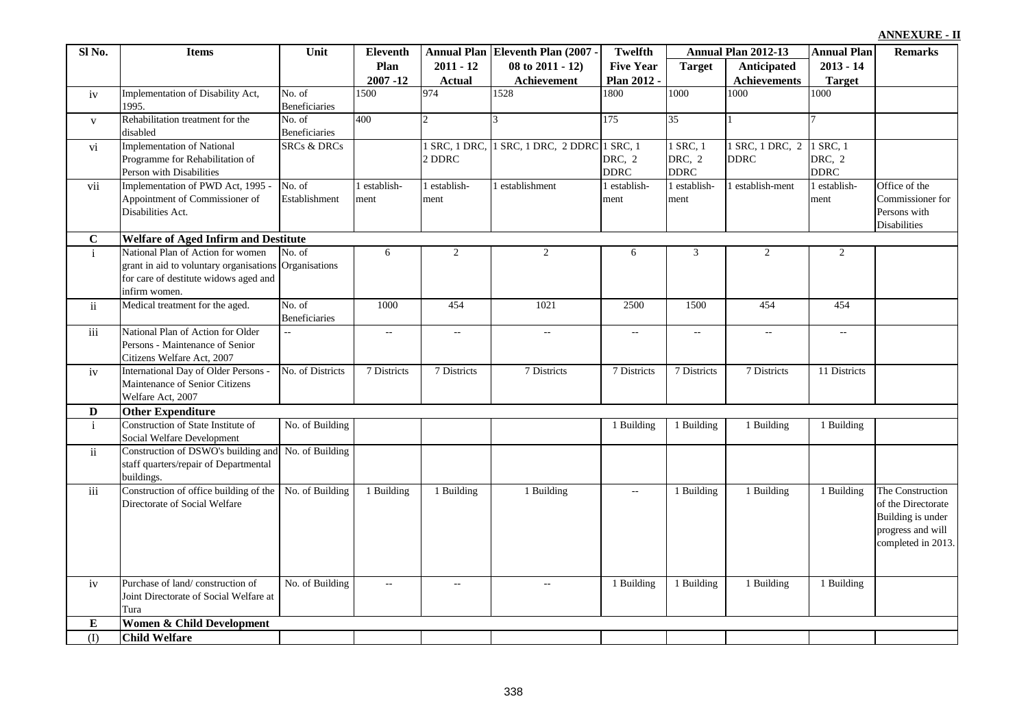**ANNEXURE - II**

| Sl No. | Items | Unit | Eleventh Plan 2007 -12 | Annual Plan 2011 - 12 Actual | Eleventh Plan (2007 - 08 to 2011 - 12) Achievement | Twelfth Five Year Plan 2012 - | Annual Plan 2012-13 | | Annual Plan 2013 - 14 Target | Remarks |
|---|---|---|---|---|---|---|---|---|---|---|
| | | | | | | | Target | Anticipated Achievements | | |
| iv | Implementation of Disability Act, 1995. | No. of Beneficiaries | 1500 | 974 | 1528 | 1800 | 1000 | 1000 | 1000 | |
| v | Rehabilitation treatment for the disabled | No. of Beneficiaries | 400 | 2 | 3 | 175 | 35 | 1 | 7 | |
| vi | Implementation of National Programme for Rehabilitation of Person with Disabilities | SRCs & DRCs | | 1 SRC, 1 DRC, 2 DDRC | 1 SRC, 1 DRC, 2 DDRC | 1 SRC, 1 DRC, 2 DDRC | 1 SRC, 1 DRC, 2 DDRC | 1 SRC, 1 DRC, 2 DDRC | 1 SRC, 1 DRC, 2 DDRC | |
| vii | Implementation of PWD Act, 1995 - Appointment of Commissioner of Disabilities Act. | No. of Establishment | 1 establish-ment | 1 establish-ment | 1 establishment | 1 establish-ment | 1 establish-ment | 1 establish-ment | 1 establish-ment | Office of the Commissioner for Persons with Disabilities |
| **C** | **Welfare of Aged Infirm and Destitute** | | | | | | | | | |
| i | National Plan of Action for women grant in aid to voluntary organisations for care of destitute widows aged and infirm women. | No. of Organisations | 6 | 2 | 2 | 6 | 3 | 2 | 2 | |
| ii | Medical treatment for the aged. | No. of Beneficiaries | 1000 | 454 | 1021 | 2500 | 1500 | 454 | 454 | |
| iii | National Plan of Action for Older Persons - Maintenance of Senior Citizens Welfare Act, 2007 | -- | -- | -- | -- | -- | -- | -- | -- | |
| iv | International Day of Older Persons - Maintenance of Senior Citizens Welfare Act, 2007 | No. of Districts | 7 Districts | 7 Districts | 7 Districts | 7 Districts | 7 Districts | 7 Districts | 11 Districts | |
| **D** | **Other Expenditure** | | | | | | | | | |
| i | Construction of State Institute of Social Welfare Development | No. of Building | | | | 1 Building | 1 Building | 1 Building | 1 Building | |
| ii | Construction of DSWO's building and staff quarters/repair of Departmental buildings. | No. of Building | | | | | | | | |
| iii | Construction of office building of the Directorate of Social Welfare | No. of Building | 1 Building | 1 Building | 1 Building | -- | 1 Building | 1 Building | 1 Building | The Construction of the Directorate Building is under progress and will completed in 2013. |
| iv | Purchase of land/ construction of Joint Directorate of Social Welfare at Tura | No. of Building | -- | -- | -- | 1 Building | 1 Building | 1 Building | 1 Building | |
| **E** | **Women & Child Development** | | | | | | | | | |
| (I) | **Child Welfare** | | | | | | | | | |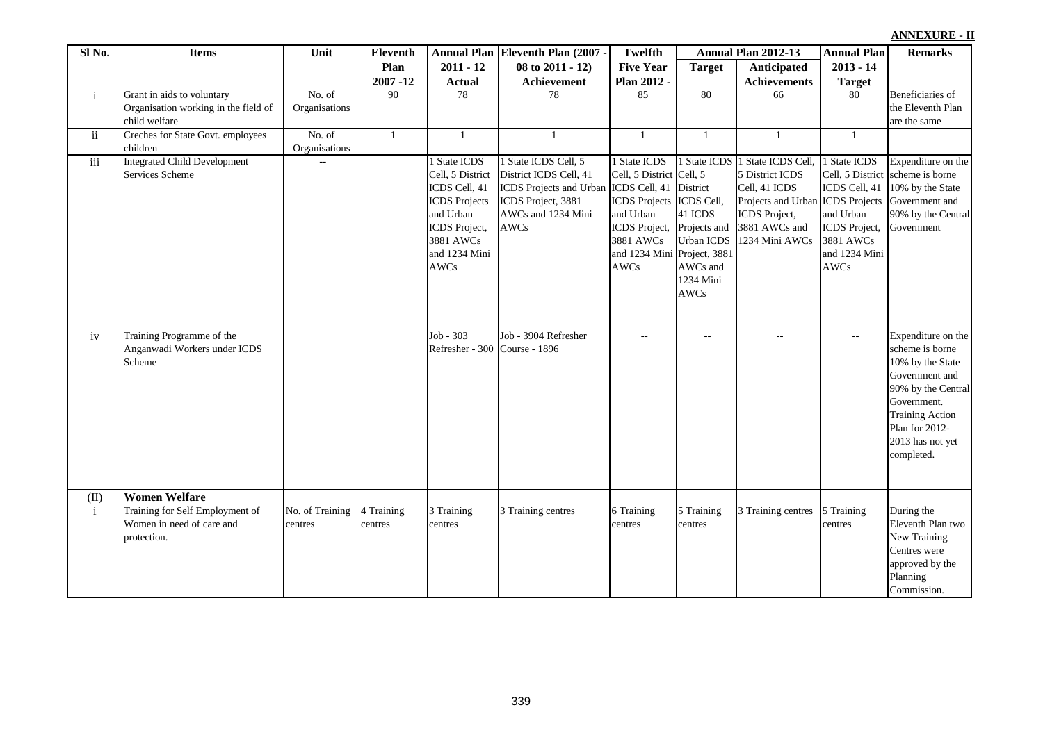**ANNEXURE - II**

| Sl No. | Items | Unit | Eleventh Plan 2007 -12 | Annual Plan 2011 - 12 Actual | Eleventh Plan (2007 - 08 to 2011 - 12) Achievement | Twelfth Five Year Plan 2012 - | Annual Plan 2012-13 | | Annual Plan 2013 - 14 Target | Remarks |
|---|---|---|---|---|---|---|---|---|---|---|
| | | | | | | | Target | Anticipated Achievements | | |
| i | Grant in aids to voluntary Organisation working in the field of child welfare | No. of Organisations | 90 | 78 | 78 | 85 | 80 | 66 | 80 | Beneficiaries of the Eleventh Plan are the same |
| ii | Creches for State Govt. employees children | No. of Organisations | 1 | 1 | 1 | 1 | 1 | 1 | 1 | |
| iii | Integrated Child Development Services Scheme | -- | | 1 State ICDS Cell, 5 District ICDS Cell, 41 ICDS Projects and Urban ICDS Project, 3881 AWCs and 1234 Mini AWCs | 1 State ICDS Cell, 5 District ICDS Cell, 41 ICDS Projects and Urban ICDS Project, 3881 AWCs and 1234 Mini AWCs | 1 State ICDS Cell, 5 District ICDS Cell, 41 ICDS Projects and Urban ICDS Project, 3881 AWCs and 1234 Mini AWCs | 1 State ICDS Cell, 5 District ICDS Cell, 41 ICDS Projects and Urban ICDS Project, 3881 AWCs and 1234 Mini AWCs | 1 State ICDS Cell, 5 District ICDS Cell, 41 ICDS Projects and Urban ICDS Project, 3881 AWCs and 1234 Mini AWCs | 1 State ICDS Cell, 5 District ICDS Cell, 41 ICDS Projects and Urban ICDS Project, 3881 AWCs and 1234 Mini AWCs | Expenditure on the scheme is borne 10% by the State Government and 90% by the Central Government |
| iv | Training Programme of the Anganwadi Workers under ICDS Scheme | | | Job - 303 Refresher - 300 | Job - 3904 Refresher Course - 1896 | -- | -- | -- | -- | Expenditure on the scheme is borne 10% by the State Government and 90% by the Central Government. Training Action Plan for 2012-2013 has not yet completed. |
| (II) | **Women Welfare** | | | | | | | | | |
| i | Training for Self Employment of Women in need of care and protection. | No. of Training centres | 4 Training centres | 3 Training centres | 3 Training centres | 6 Training centres | 5 Training centres | 3 Training centres | 5 Training centres | During the Eleventh Plan two New Training Centres were approved by the Planning Commission. |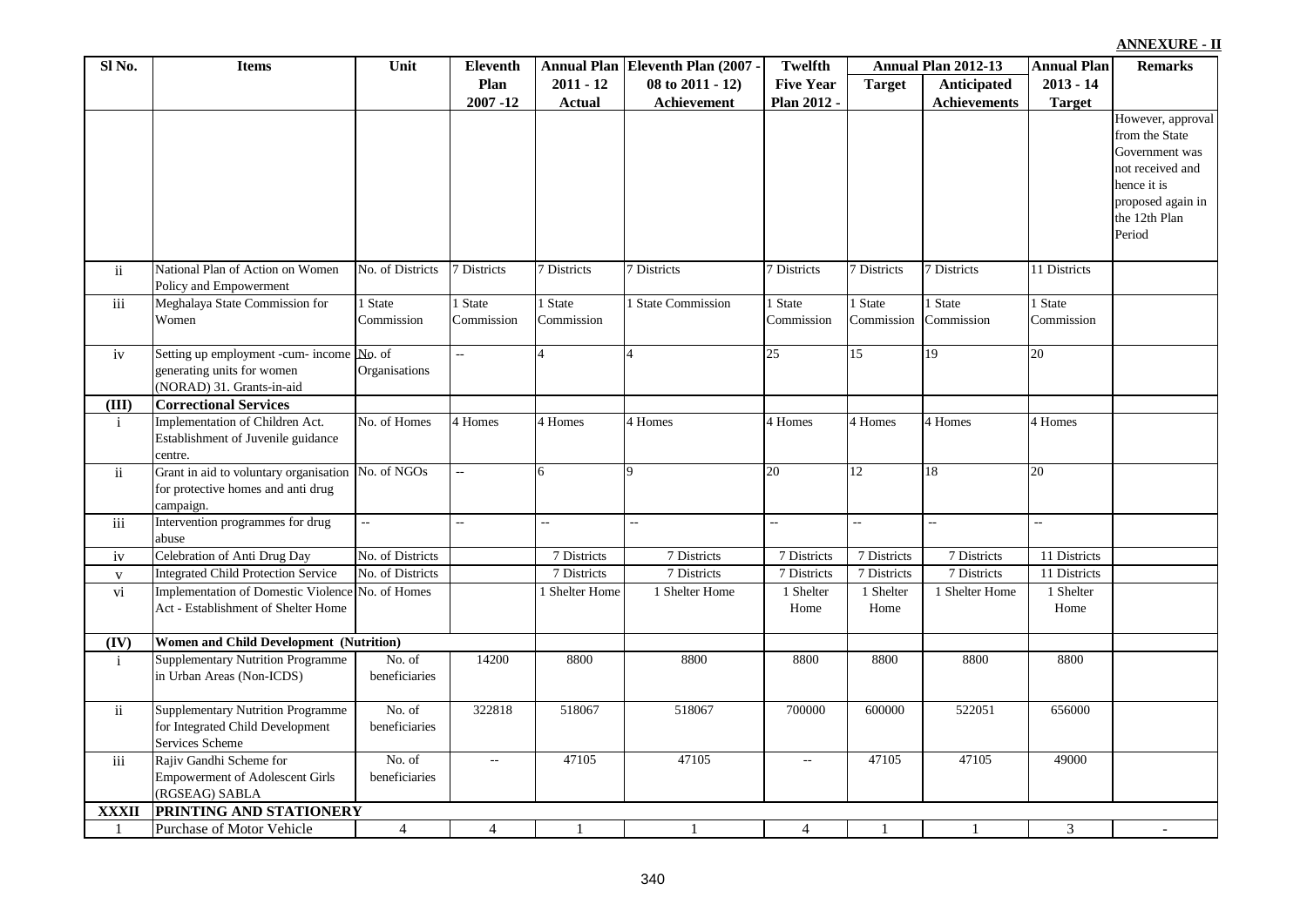**ANNEXURE - II**

| Sl No. | Items | Unit | Eleventh Plan 2007 -12 | Annual Plan 2011 - 12 Actual | Eleventh Plan (2007 - 08 to 2011 - 12) Achievement | Twelfth Five Year Plan 2012 - | Annual Plan 2012-13 Target | Annual Plan 2012-13 Anticipated Achievements | Annual Plan 2013 - 14 Target | Remarks |
|---|---|---|---|---|---|---|---|---|---|---|
| | | | | | | | | | | However, approval from the State Government was not received and hence it is proposed again in the 12th Plan Period |
| ii | National Plan of Action on Women Policy and Empowerment | No. of Districts | 7 Districts | 7 Districts | 7 Districts | 7 Districts | 7 Districts | 7 Districts | 11 Districts | |
| iii | Meghalaya State Commission for Women | 1 State Commission | 1 State Commission | 1 State Commission | 1 State Commission | 1 State Commission | 1 State Commission | 1 State Commission | 1 State Commission | |
| iv | Setting up employment -cum- income generating units for women (NORAD) 31. Grants-in-aid | No. of Organisations | -- | 4 | 4 | 25 | 15 | 19 | 20 | |
| **(III)** | **Correctional Services** | | | | | | | | | |
| i | Implementation of Children Act. Establishment of Juvenile guidance centre. | No. of Homes | 4 Homes | 4 Homes | 4 Homes | 4 Homes | 4 Homes | 4 Homes | 4 Homes | |
| ii | Grant in aid to voluntary organisation for protective homes and anti drug campaign. | No. of NGOs | -- | 6 | 9 | 20 | 12 | 18 | 20 | |
| iii | Intervention programmes for drug abuse | -- | -- | -- | -- | -- | -- | -- | -- | |
| iv | Celebration of Anti Drug Day | No. of Districts | | 7 Districts | 7 Districts | 7 Districts | 7 Districts | 7 Districts | 11 Districts | |
| v | Integrated Child Protection Service | No. of Districts | | 7 Districts | 7 Districts | 7 Districts | 7 Districts | 7 Districts | 11 Districts | |
| vi | Implementation of Domestic Violence Act - Establishment of Shelter Home | No. of Homes | | 1 Shelter Home | 1 Shelter Home | 1 Shelter Home | 1 Shelter Home | 1 Shelter Home | 1 Shelter Home | |
| **(IV)** | **Women and Child Development (Nutrition)** | | | | | | | | | |
| i | Supplementary Nutrition Programme in Urban Areas (Non-ICDS) | No. of beneficiaries | 14200 | 8800 | 8800 | 8800 | 8800 | 8800 | 8800 | |
| ii | Supplementary Nutrition Programme for Integrated Child Development Services Scheme | No. of beneficiaries | 322818 | 518067 | 518067 | 700000 | 600000 | 522051 | 656000 | |
| iii | Rajiv Gandhi Scheme for Empowerment of Adolescent Girls (RGSEAG) SABLA | No. of beneficiaries | -- | 47105 | 47105 | -- | 47105 | 47105 | 49000 | |
| **XXXII** | **PRINTING AND STATIONERY** | | | | | | | | | |
| 1 | Purchase of Motor Vehicle | 4 | 4 | 1 | 1 | 4 | 1 | 1 | 3 | - |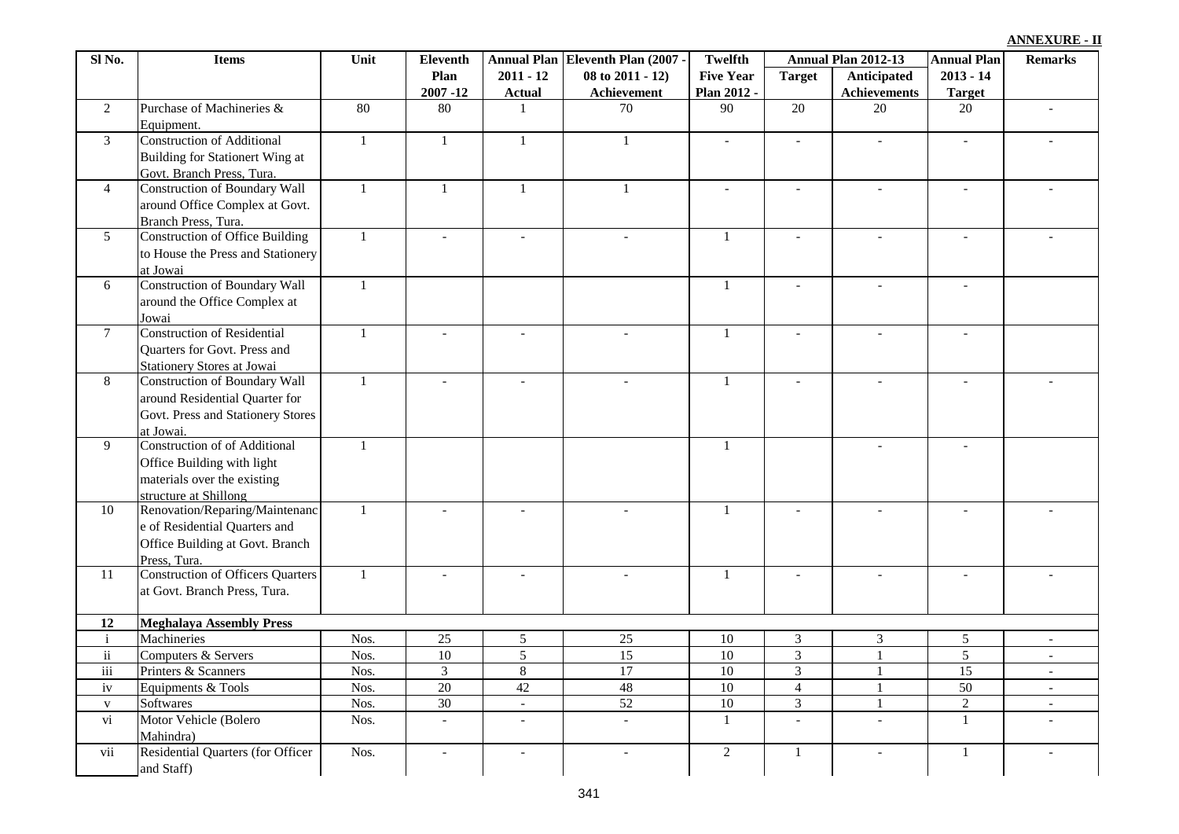**ANNEXURE - II**

| Sl No. | Items | Unit | Eleventh Plan 2007 -12 | Annual Plan 2011 - 12 Actual | Eleventh Plan (2007 - 08 to 2011 - 12) Achievement | Twelfth Five Year Plan 2012 - | Annual Plan 2012-13 | | Annual Plan 2013 - 14 Target | Remarks |
|---|---|---|---|---|---|---|---|---|---|---|
| | | | | | | | Target | Anticipated Achievements | | |
| 2 | Purchase of Machineries & Equipment. | 80 | 80 | 1 | 70 | 90 | 20 | 20 | 20 | - |
| 3 | Construction of Additional Building for Stationert Wing at Govt. Branch Press, Tura. | 1 | 1 | 1 | 1 | - | - | - | - | - |
| 4 | Construction of Boundary Wall around Office Complex at Govt. Branch Press, Tura. | 1 | 1 | 1 | 1 | - | - | - | - | - |
| 5 | Construction of Office Building to House the Press and Stationery at Jowai | 1 | - | - | - | 1 | - | - | - | - |
| 6 | Construction of Boundary Wall around the Office Complex at Jowai | 1 | | | | 1 | - | - | - | |
| 7 | Construction of Residential Quarters for Govt. Press and Stationery Stores at Jowai | 1 | - | - | - | 1 | - | - | - | |
| 8 | Construction of Boundary Wall around Residential Quarter for Govt. Press and Stationery Stores at Jowai. | 1 | - | - | - | 1 | - | - | - | - |
| 9 | Construction of of Additional Office Building with light materials over the existing structure at Shillong | 1 | | | | 1 | | - | - | |
| 10 | Renovation/Reparing/Maintenance of Residential Quarters and Office Building at Govt. Branch Press, Tura. | 1 | - | - | - | 1 | - | - | - | - |
| 11 | Construction of Officers Quarters at Govt. Branch Press, Tura. | 1 | - | - | - | 1 | - | - | - | - |
| **12** | **Meghalaya Assembly Press** | | | | | | | | | |
| i | Machineries | Nos. | 25 | 5 | 25 | 10 | 3 | 3 | 5 | - |
| ii | Computers & Servers | Nos. | 10 | 5 | 15 | 10 | 3 | 1 | 5 | - |
| iii | Printers & Scanners | Nos. | 3 | 8 | 17 | 10 | 3 | 1 | 15 | - |
| iv | Equipments & Tools | Nos. | 20 | 42 | 48 | 10 | 4 | 1 | 50 | - |
| v | Softwares | Nos. | 30 | - | 52 | 10 | 3 | 1 | 2 | - |
| vi | Motor Vehicle (Bolero Mahindra) | Nos. | - | - | - | 1 | - | - | 1 | - |
| vii | Residential Quarters (for Officer and Staff) | Nos. | - | - | - | 2 | 1 | - | 1 | - |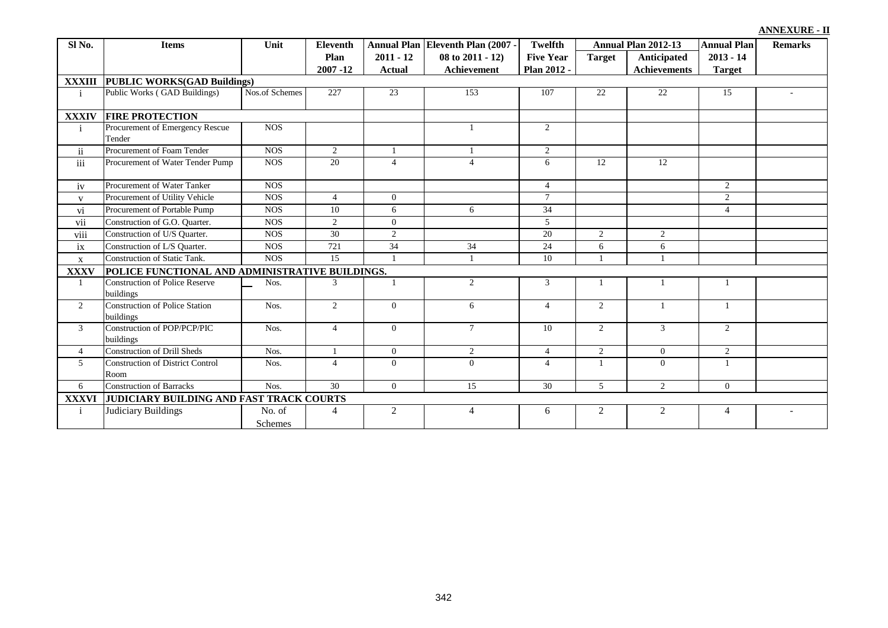**ANNEXURE - II**

| Sl No. | Items | Unit | Eleventh Plan 2007 -12 | Annual Plan 2011 - 12 Actual | Eleventh Plan (2007 - 08 to 2011 - 12) Achievement | Twelfth Five Year Plan 2012 - | Annual Plan 2012-13 Target | Annual Plan 2012-13 Anticipated Achievements | Annual Plan 2013 - 14 Target | Remarks |
|---|---|---|---|---|---|---|---|---|---|---|
| **XXXIII** | **PUBLIC WORKS(GAD Buildings)** | | | | | | | | | |
| i | Public Works ( GAD Buildings) | Nos.of Schemes | 227 | 23 | 153 | 107 | 22 | 22 | 15 | - |
| **XXXIV** | **FIRE PROTECTION** | | | | | | | | | |
| i | Procurement of Emergency Rescue Tender | NOS | | | 1 | 2 | | | | |
| ii | Procurement of Foam Tender | NOS | 2 | 1 | 1 | 2 | | | | |
| iii | Procurement of Water Tender Pump | NOS | 20 | 4 | 4 | 6 | 12 | 12 | | |
| iv | Procurement of Water Tanker | NOS | | | | 4 | | | 2 | |
| v | Procurement of Utility Vehicle | NOS | 4 | 0 | | 7 | | | 2 | |
| vi | Procurement of Portable Pump | NOS | 10 | 6 | 6 | 34 | | | 4 | |
| vii | Construction of G.O. Quarter. | NOS | 2 | 0 | | 5 | | | | |
| viii | Construction of U/S Quarter. | NOS | 30 | 2 | | 20 | 2 | 2 | | |
| ix | Construction of L/S Quarter. | NOS | 721 | 34 | 34 | 24 | 6 | 6 | | |
| x | Construction of Static Tank. | NOS | 15 | 1 | 1 | 10 | 1 | 1 | | |
| **XXXV** | **POLICE FUNCTIONAL AND ADMINISTRATIVE BUILDINGS.** | | | | | | | | | |
| 1 | Construction of Police Reserve buildings | Nos. | 3 | 1 | 2 | 3 | 1 | 1 | 1 | |
| 2 | Construction of Police Station buildings | Nos. | 2 | 0 | 6 | 4 | 2 | 1 | 1 | |
| 3 | Construction of POP/PCP/PIC buildings | Nos. | 4 | 0 | 7 | 10 | 2 | 3 | 2 | |
| 4 | Construction of Drill Sheds | Nos. | 1 | 0 | 2 | 4 | 2 | 0 | 2 | |
| 5 | Construction of District Control Room | Nos. | 4 | 0 | 0 | 4 | 1 | 0 | 1 | |
| 6 | Construction of Barracks | Nos. | 30 | 0 | 15 | 30 | 5 | 2 | 0 | |
| **XXXVI** | **JUDICIARY BUILDING AND FAST TRACK COURTS** | | | | | | | | | |
| i | Judiciary Buildings | No. of Schemes | 4 | 2 | 4 | 6 | 2 | 2 | 4 | - |